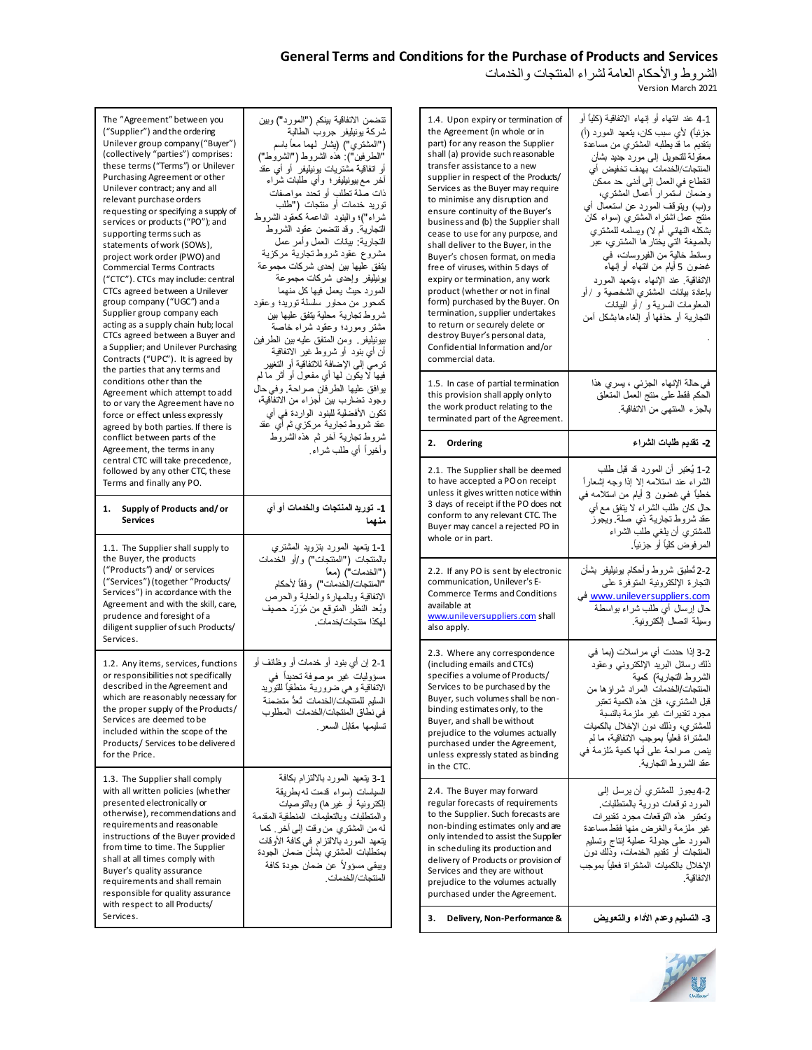# General Terms and Conditions for the Purchase of Products and Services

الشروط والأحكام العامة لشراء المنتجات والخدمات

Version March 2021

| | |
|---|---|
| The "Agreement" between you ("Supplier") and the ordering Unilever group company ("Buyer") (collectively "parties") comprises: these terms ("Terms") or Unilever Purchasing Agreement or other Unilever contract; any and all relevant purchase orders requesting or specifying a supply of services or products ("PO"); and supporting terms such as statements of work (SOWs), project work order (PWO) and Commercial Terms Contracts ("CTC"). CTCs may include: central CTCs agreed between a Unilever group company ("UGC") and a Supplier group company each acting as a supply chain hub; local CTCs agreed between a Buyer and a Supplier; and Unilever Purchasing Contracts ("UPC"). It is agreed by the parties that any terms and conditions other than the Agreement which attempt to add to or vary the Agreement have no force or effect unless expressly agreed by both parties. If there is conflict between parts of the Agreement, the terms in any central CTC will take precedence, followed by any other CTC, these Terms and finally any PO. | تتضمن الاتفاقية بينكم ("المورد") وبين شركة يونيليفر جروب الطالبة ("المشتري") (يشار لهما معاً باسم "الطرفين"): هذه الشروط ("الشروط") أو اتفاقية مشتريات يونيليفر أو أي عقد آخر مع يونيليفر؛ وأي طلبات شراء ذات صلة تطلب أو تحدد مواصفات توريد خدمات أو منتجات ("طلب شراء")؛ والبنود الداعمة كعقود الشروط التجارية. وقد تتضمن عقود الشروط التجارية: بيانات العمل وأمر عمل مشروع عقود شروط تجارية مركزية يتفق عليها بين إحدى شركات مجموعة يونيليفر واحدى شركات مجموعة المورد حيث يعمل فيها كل منهما كمحور من محاور سلسلة توريد؛ وعقود شروط تجارية محلية يتفق عليها بين مشتر ومورد؛ وعقود شراء خاصة بيونيليفر. ومن المتفق عليه بين الطرفين أن أي بنود أو شروط غير الاتفاقية ترمي إلى الإضافة للاتفاقية أو التغيير فيها لا يكون لها أي مفعول أو أثر ما لم يوافق عليها الطرفان صراحة. وفي حال وجود تضارب بين أجزاء من الاتفاقية، تكون الأفضلية للبنود الواردة في أي عقد شروط تجارية مركزي ثم أي عقد شروط تجارية آخر ثم هذه الشروط وأخيراً أي طلب شراء. |
| **1. Supply of Products and/ or Services** | **1- توريد المنتجات والخدمات أو أي منهما** |
| 1.1. The Supplier shall supply to the Buyer, the products ("Products") and/ or services ("Services") (together "Products/ Services") in accordance with the Agreement and with the skill, care, prudence and foresight of a diligent supplier of such Products/ Services. | 1-1 يتعهد المورد بتزويد المشتري بالمنتجات ("المنتجات") و/أو الخدمات ("الخدمات") (معاً "المنتجات/الخدمات") وفقاً لأحكام الاتفاقية وبالمهارة والعناية والحرص وبُعد النظر المتوقع من مُوَرِّد حصيف لهكذا منتجات/خدمات. |
| 1.2. Any items, services, functions or responsibilities not specifically described in the Agreement and which are reasonably necessary for the proper supply of the Products/ Services are deemed to be included within the scope of the Products/ Services to be delivered for the Price. | 2-1 إن أي بنود أو خدمات أو وظائف أو مسؤوليات غير موصوفة تحديداً في الاتفاقية وهي ضرورية منطقيًا للتوريد السليم للمنتجات/الخدمات تُعدُّ متضمنة في نطاق المنتجات/الخدمات المطلوب تسليمها مقابل السعر. |
| 1.3. The Supplier shall comply with all written policies (whether presented electronically or otherwise), recommendations and requirements and reasonable instructions of the Buyer provided from time to time. The Supplier shall at all times comply with Buyer's quality assurance requirements and shall remain responsible for quality assurance with respect to all Products/ Services. | 3-1 يتعهد المورد بالالتزام بكافة السياسات (سواء قدمت له بطريقة إلكترونية أو غيرها) وبالتوصيات والمتطلبات وبالتعليمات المنطقية المقدمة له من المشتري من وقت إلى آخر. كما يتعهد المورد بالالتزام في كافة الأوقات بمتطلبات المشتري بشأن ضمان الجودة ويبقى مسؤولاً عن ضمان جودة كافة المنتجات/الخدمات. |
| 1.4. Upon expiry or termination of the Agreement (in whole or in part) for any reason the Supplier shall (a) provide such reasonable transfer assistance to a new supplier in respect of the Products/ Services as the Buyer may require to minimise any disruption and ensure continuity of the Buyer's business and (b) the Supplier shall cease to use for any purpose, and shall deliver to the Buyer, in the Buyer's chosen format, on media free of viruses, within 5 days of expiry or termination, any work product (whether or not in final form) purchased by the Buyer. On termination, supplier undertakes to return or securely delete or destroy Buyer's personal data, Confidential Information and/or commercial data. | 4-1 عند انتهاء أو إنهاء الاتفاقية (كلياً أو جزئياً) لأي سبب كان، يتعهد المورد (أ) بتقديم ما قد يطلبه المشتري من مساعدة معقولة للتحويل إلى مورد جديد بشأن المنتجات/الخدمات بهدف تخفيض أي انقطاع في العمل إلى أدنى حد ممكن وضمان استمرار أعمال المشتري، و(ب) ويتوقف المورد عن استعمال أي منتج عمل اشتراه المشتري (سواء كان بشكله النهائي أم لا) ويسلمه للمشتري بالصيغة التي يختارها المشتري، عبر وسائط خالية من الفيروسات، في غضون 5 أيام من انتهاء أو إنهاء الاتفاقية. عند الإنهاء ، يتعهد المورد بإعادة بيانات المشتري الشخصية و / أو المعلومات السرية و / أو البيانات التجارية أو حذفها أو إلغاءها بشكل آمن . |
| 1.5. In case of partial termination this provision shall apply only to the work product relating to the terminated part of the Agreement. | في حالة الإنهاء الجزئي ، يسري هذا الحكم فقط على منتج العمل المتعلق بالجزء المنتهي من الاتفاقية. |
| **2. Ordering** | **2- تقديم طلبات الشراء** |
| 2.1. The Supplier shall be deemed to have accepted a PO on receipt unless it gives written notice within 3 days of receipt if the PO does not conform to any relevant CTC. The Buyer may cancel a rejected PO in whole or in part. | 1-2 يُعتبر أن المورد قد قبل طلب الشراء عند استلامه إلا إذا وجه إشعاراً خطياً في غضون 3 أيام من استلامه في حال كان طلب الشراء لا يتفق مع أي عقد شروط تجارية ذي صلة. ويجوز للمشتري أن يلغي طلب الشراء المرفوض كلياً أو جزئياً. |
| 2.2. If any PO is sent by electronic communication, Unilever's E-Commerce Terms and Conditions available at www.unileversuppliers.com shall also apply. | 2-2 تُطبق شروط وأحكام يونيليفر بشأن التجارة الإلكترونية المتوفرة على www.unileversuppliers.com في حال إرسال أي طلب شراء بواسطة وسيلة اتصال إلكترونية. |
| 2.3. Where any correspondence (including emails and CTCs) specifies a volume of Products/ Services to be purchased by the Buyer, such volumes shall be non-binding estimates only, to the Buyer, and shall be without prejudice to the volumes actually purchased under the Agreement, unless expressly stated as binding in the CTC. | 3-2 إذا حددت أي مراسلات (بما في ذلك رسائل البريد الإلكتروني وعقود الشروط التجارية) كمية المنتجات/الخدمات المراد شراؤها من قبل المشتري، فإن هذه الكمية تعتبر مجرد تقديرات غير ملزمة بالنسبة للمشتري، وذلك دون الإخلال بالكميات المشتراة فعلياً بموجب الاتفاقية، ما لم ينص صراحة على أنها كمية مُلزمة في عقد الشروط التجارية. |
| 2.4. The Buyer may forward regular forecasts of requirements to the Supplier. Such forecasts are non-binding estimates only and are only intended to assist the Supplier in scheduling its production and delivery of Products or provision of Services and they are without prejudice to the volumes actually purchased under the Agreement. | 4-2 يجوز للمشتري أن يرسل إلى المورد توقعات دورية بالمتطلبات. وتعتبر هذه التوقعات مجرد تقديرات غير ملزمة والغرض منها فقط مساعدة المورد في جدولة عملية إنتاج وتسليم المنتجات أو تقديم الخدمات، وذلك دون الإخلال بالكميات المشتراة فعلياً بموجب الاتفاقية. |
| **3. Delivery, Non-Performance &** | **3- التسليم وعدم الأداء والتعويض** |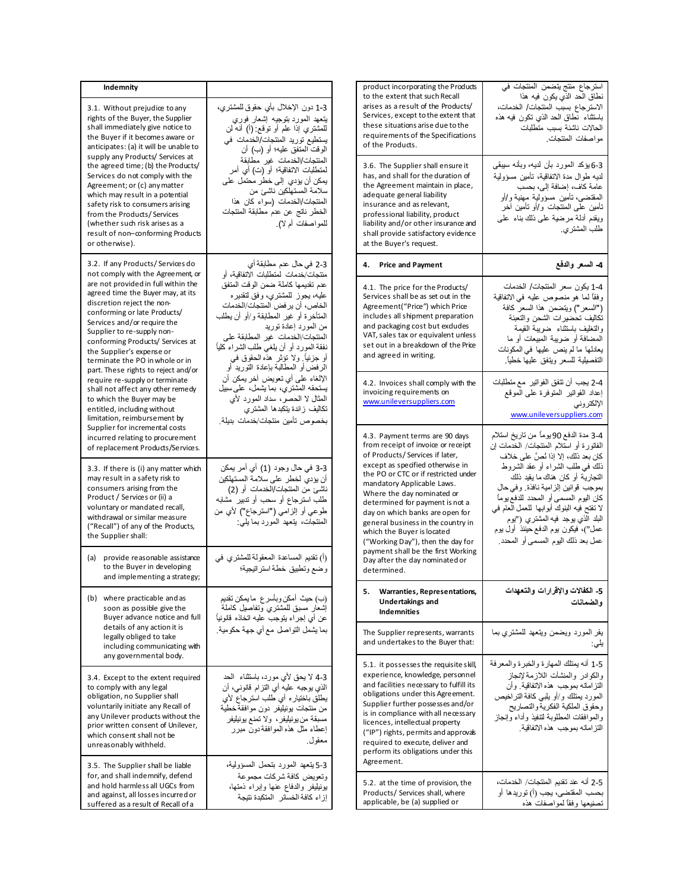| Indemnity | |
|---|---|
| 3.1. Without prejudice to any rights of the Buyer, the Supplier shall immediately give notice to the Buyer if it becomes aware or anticipates: (a) it will be unable to supply any Products/ Services at the agreed time; (b) the Products/ Services do not comply with the Agreement; or (c) any matter which may result in a potential safety risk to consumers arising from the Products/ Services (whether such risk arises as a result of non–conforming Products or otherwise). | 3-1 دون الإخلال بأي حقوق للمشتري، يتعهد المورد بتوجيه إشعار فوري للمشتري إذا علم أو توقع: (أ) أنه لن يستطيع توريد المنتجات/الخدمات في الوقت المتفق عليه؛ أو (ب) أن المنتجات/الخدمات غير مطابقة لمتطلبات الاتفاقية؛ أو (ت) أي أمر يمكن أن يؤدي إلى خطر محتمل على سلامة المستهلكين ناشئ من المنتجات/الخدمات (سواء كان هذا الخطر ناتج عن عدم مطابقة المنتجات للمواصفات أم لا). |
| 3.2. If any Products/ Services do not comply with the Agreement, or are not provided in full within the agreed time the Buyer may, at its discretion reject the non-conforming or late Products/ Services and/or require the Supplier to re-supply non-conforming Products/ Services at the Supplier's expense or terminate the PO in whole or in part. These rights to reject and/or require re-supply or terminate shall not affect any other remedy to which the Buyer may be entitled, including without limitation, reimbursement by Supplier for incremental costs incurred relating to procurement of replacement Products/Services. | 3-2 في حال عدم مطابقة أي منتجات/خدمات لمتطلبات الاتفاقية، أو عدم تقديمها كاملة ضمن الوقت المتفق عليه، يجوز للمشتري، وفق لتقديره الخاص، أن يرفض المنتجات/الخدمات المتأخرة أو غير المطابقة و/أو أن يطلب من المورد إعادة توريد المنتجات/الخدمات غير المطابقة على نفقة المورد أو أن يلغي طلب الشراء كلياً أو جزئياً. ولا تؤثر هذه الحقوق في الرفض أو المطالبة بإعادة التوريد أو الإلغاء على أي تعويض آخر يمكن أن يستحقه المشتري، بما يشمل، على سبيل المثال لا الحصر، سداد المورد لأي تكاليف زائدة يتكبدها المشتري بخصوص تأمين منتجات/خدمات بديلة. |
| 3.3. If there is (i) any matter which may result in a safety risk to consumers arising from the Product / Services or (ii) a voluntary or mandated recall, withdrawal or similar measure ("Recall") of any of the Products, the Supplier shall: | 3-3 في حال وجود (1) أي أمر يمكن أن يؤدي لخطر على سلامة المستهلكين ناشئ من المنتجات/الخدمات أو (2) طلب استرجاع أو سحب أو تدبير مشابه طوعي أو إلزامي ("استرجاع") لأي من المنتجات، يتعهد المورد بما يلي: |
| (a) provide reasonable assistance to the Buyer in developing and implementing a strategy; | (أ) تقديم المساعدة المعقولة للمشتري في وضع وتطبيق خطة استراتيجية؛ |
| (b) where practicable and as soon as possible give the Buyer advance notice and full details of any action it is legally obliged to take including communicating with any governmental body. | (ب) حيث أمكن وبأسرع مايمكن تقديم إشعار مسبق للمشتري وتفاصيل كاملة عن أي إجراء يتوجب عليه اتخاذه قانونياً بما يشمل التواصل مع أي جهة حكومية. |
| 3.4. Except to the extent required to comply with any legal obligation, no Supplier shall voluntarily initiate any Recall of any Unilever products without the prior written consent of Unilever, which consent shall not be unreasonably withheld. | 3-4 لا يحق لأي مورد، باستثناء الحد الذي يوجبه عليه أي التزام قانوني، أن يطلق باختياره أي طلب استرجاع لأي من منتجات يونيليفر دون موافقة خطية مسبقة من يونيليفر، ولا تمنع يونيليفر إعطاء مثل هذه الموافقة دون مبرر معقول. |
| 3.5. The Supplier shall be liable for, and shall indemnify, defend and hold harmless all UGCs from and against, all losses incurred or suffered as a result of Recall of a product incorporating the Products to the extent that such Recall arises as a result of the Products/ Services, except to the extent that these situations arise due to the requirements of the Specifications of the Products. | 3-5 يتعهد المورد بتحمل المسؤولية، وتعويض كافة شركات مجموعة يونيليفر والدفاع عنها وإبراء ذمتها، إزاء كافة الخسائر المتكبدة نتيجة استرجاع منتج يتضمن المنتجات في نطاق الحد الذي يكون فيه هذا الاسترجاع بسبب المنتجات/ الخدمات، باستثناء نطاق الحد الذي تكون فيه هذه الحالات ناشئة بسبب متطلبات مواصفات المنتجات. |
| 3.6. The Supplier shall ensure it has, and shall for the duration of the Agreement maintain in place, adequate general liability insurance and as relevant, professional liability, product liability and/or other insurance and shall provide satisfactory evidence at the Buyer's request. | 3-6 يؤكد المورد بأن لديه، وبأنه سيبقى لديه طوال مدة الاتفاقية، تأمين مسؤولية عامة كاف، إضافة إلى، بحسب المقتضى، تأمين مسؤولية مهنية و/أو تأمين على المنتجات و/أو تأمين آخر ويقدم أدلة مرضية على ذلك بناء على طلب المشتري. |
| **4. Price and Payment** | **4- السعر والدفع** |
| 4.1. The price for the Products/ Services shall be as set out in the Agreement("Price") which Price includes all shipment preparation and packaging cost but excludes VAT, sales tax or equivalent unless set out in a breakdown of the Price and agreed in writing. | 4-1 يكون سعر المنتجات/ الخدمات وفقاً لما هو منصوص عليه في الاتفاقية ("السعر") ويتضمن هذا السعر كافة تكاليف تحضيرات الشحن والتعبئة والتغليف باستثناء ضريبة القيمة المضافة أو ضريبة المبيعات أو ما يعادلها ما لم ينص عليها في المكونات التفصيلية للسعر ويتفق عليها خطياً. |
| 4.2. Invoices shall comply with the invoicing requirements on www.unileversuppliers.com | 4-2 يجب أن تتفق الفواتير مع متطلبات إعداد الفواتير المتوفرة على الموقع الالكتروني www.unileversuppliers.com |
| 4.3. Payment terms are 90 days from receipt of invoice or receipt of Products/ Services if later, except as specified otherwise in the PO or CTC or if restricted under mandatory Applicable Laws. Where the day nominated or determined for payment is not a day on which banks are open for general business in the country in which the Buyer is located ("Working Day"), then the day for payment shall be the first Working Day after the day nominated or determined. | 4-3 مدة الدفع 90 يوماً من تاريخ استلام الفاتورة أو استلام المنتجات/ الخدمات إن كان بعد ذلك، إلا إذا نُصَّ على خلاف ذلك في طلب الشراء أو عقد الشروط التجارية أو كان هناك ما يقيد ذلك بموجب قوانين إلزامية نافذة. وفي حال كان اليوم المسمى أو المحدد للدفع يوماً لا تفتح فيه البنوك أبوابها للعمل العام في البلد الذي يوجد فيه المشتري ("يوم عمل")، فيكون يوم الدفع حينئذ أول يوم عمل بعد ذلك اليوم المسمى أو المحدد. |
| **5. Warranties, Representations, Undertakings and Indemnities** | **5- الكفالات والإقرارات والتعهدات والضمانات** |
| The Supplier represents, warrants and undertakes to the Buyer that: | يقر المورد ويضمن ويتعهد للمشتري بما يلي: |
| 5.1. it possesses the requisite skill, experience, knowledge, personnel and facilities necessary to fulfill its obligations under this Agreement. Supplier further possesses and/or is in compliance with all necessary licences, intellectual property ("IP") rights, permits and approvals required to execute, deliver and perform its obligations under this Agreement. | 5-1 أنه يمتلك المهارة والخبرة والمعرفة والكوادر والمنشآت اللازمة لإنجاز التزاماته بموجب هذه الاتفاقية. وأن المورد يمتلك و/أو يلبي كافة التراخيص وحقوق الملكية الفكرية والتصاريح والموافقات المطلوبة لتنفيذ وأداء وإنجاز التزاماته بموجب هذه الاتفاقية. |
| 5.2. at the time of provision, the Products/ Services shall, where applicable, be (a) supplied or | 5-2 أنه عند تقديم المنتجات/ الخدمات، بحسب المقتضى، يجب (أ) توريدها أو تصنيعها وفقاً لمواصفات هذه |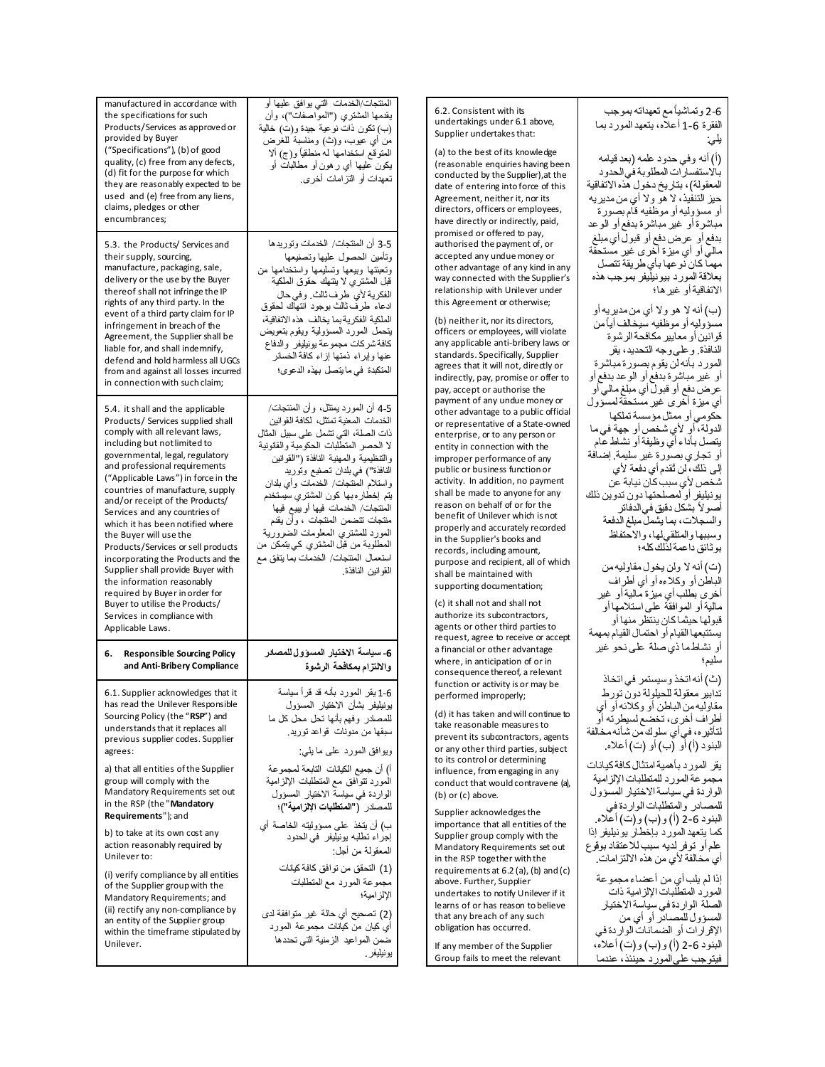manufactured in accordance with the specifications for such Products/Services as approved or provided by Buyer ("Specifications"), (b) of good quality, (c) free from any defects, (d) fit for the purpose for which they are reasonably expected to be used and (e) free from any liens, claims, pledges or other encumbrances;

المنتجات/الخدمات التي يوافق عليها أو يقدمها المشتري ("المواصفات")، وأن (ب) تكون ذات نوعية جيدة و(ت) خالية من أي عيوب، و(ث) ومناسبة للغرض المتوقع استخدامها له منطقياً و(ج) ألا يكون عليها أي رهون أو مطالبات أو تعهدات أو التزامات أخرى.

5.3. the Products/ Services and their supply, sourcing, manufacture, packaging, sale, delivery or the use by the Buyer thereof shall not infringe the IP rights of any third party. In the event of a third party claim for IP infringement in breach of the Agreement, the Supplier shall be liable for, and shall indemnify, defend and hold harmless all UGCs from and against all losses incurred in connection with such claim;

5-3 أن المنتجات/ الخدمات وتوريدها وتأمين الحصول عليها وتصنيعها وتعبئتها وبيعها وتسليمها واستخدامها من قبل المشتري لا ينتهك حقوق الملكية الفكرية لأي طرف ثالث. وفي حال ادعاء طرف ثالث بوجود انتهاك لحقوق الملكية الفكرية بما يخالف هذه الاتفاقية، يتحمل المورد المسؤولية ويقوم بتعويض كافة شركات مجموعة يونيليفر والدفاع عنها وإبراء ذمتها إزاء كافة الخسائر المتكبدة في ما يتصل بهذه الدعوى؛

5.4. it shall and the applicable Products/ Services supplied shall comply with all relevant laws, including but not limited to governmental, legal, regulatory and professional requirements ("Applicable Laws") in force in the countries of manufacture, supply and/or receipt of the Products/ Services and any countries of which it has been notified where the Buyer will use the Products/Services or sell products incorporating the Products and the Supplier shall provide Buyer with the information reasonably required by Buyer in order for Buyer to utilise the Products/ Services in compliance with Applicable Laws.

5-4 أن المورد يمتثل، وأن المنتجات/ الخدمات المعنية تمتثل، لكافة القوانين ذات الصلة، التي تشمل على سبيل المثال لا الحصر المتطلبات الحكومية والقانونية والتنظيمية والمهنية النافذة ("القوانين النافذة") في بلدان تصنيع وتوريد واستلام المنتجات/ الخدمات وأي بلدان يتم إخطاره بها كون المشتري سيستخدم المنتجات/ الخدمات فيها أو يبيع فيها منتجات تتضمن المنتجات ، وأن يقدم المورد للمشتري المعلومات الضرورية المطلوبة من قبل المشتري كي يتمكن من استعمال المنتجات/ الخدمات بما يتفق مع القوانين النافذة.

## 6. Responsible Sourcing Policy and Anti-Bribery Compliance

## 6- سياسة الاختيار المسؤول للمصادر والالتزام بمكافحة الرشوة

6.1. Supplier acknowledges that it has read the Unilever Responsible Sourcing Policy (the "**RSP**") and understands that it replaces all previous supplier codes. Supplier agrees:

6-1 يقر المورد بأنه قد قرأ سياسة يونيليفر بشأن الاختيار المسؤول للمصادر وفهم بأنها تحل محل كل ما سبقها من مدونات قواعد توريد.

ويوافق المورد على ما يلي:

a) that all entities of the Supplier group will comply with the Mandatory Requirements set out in the RSP (the "**Mandatory Requirements**"); and

أ) أن جميع الكيانات التابعة لمجموعة المورد تتوافق مع المتطلبات الإلزامية الواردة في سياسة الاختيار المسؤول للمصادر ("**المتطلبات الإلزامية**")؛

b) to take at its own cost any action reasonably required by Unilever to:

ب) أن يتخذ على مسؤوليته الخاصة أي إجراء تطلبه يونيليفر في الحدود المعقولة من أجل:

(i) verify compliance by all entities of the Supplier group with the Mandatory Requirements; and

(1) التحقق من توافق كافة كيانات مجموعة المورد مع المتطلبات الإلزامية؛

(ii) rectify any non-compliance by an entity of the Supplier group within the timeframe stipulated by Unilever.

(2) تصحيح أي حالة غير متوافقة لدى أي كيان من كيانات مجموعة المورد ضمن المواعيد الزمنية التي تحددها يونيليفر.

6.2. Consistent with its undertakings under 6.1 above, Supplier undertakes that:

6-2 وتماشياً مع تعهداته بموجب الفقرة 6-1 أعلاه، يتعهد المورد بما يلي:

(a) to the best of its knowledge (reasonable enquiries having been conducted by the Supplier), at the date of entering into force of this Agreement, neither it, nor its directors, officers or employees, have directly or indirectly, paid, promised or offered to pay, authorised the payment of, or accepted any undue money or other advantage of any kind in any way connected with the Supplier's relationship with Unilever under this Agreement or otherwise;

(أ) أنه وفي حدود علمه (بعد قيامه بالاستفسارات المطلوبة في الحدود المعقولة)، بتاريخ دخول هذه الاتفاقية حيز التنفيذ، لا هو ولا أي من مديريه أو مسؤوليه أو موظفيه قام بصورة مباشرة أو غير مباشرة بالدفع أو الوعد بدفع أو عرض دفع أو قبول أي مبلغ مالي أو أي ميزة أخرى غير مستحقة مهما كان نوعها بأي طريقة تتصل بعلاقة المورد بيونيليفر بموجب هذه الاتفاقية أو غيرها؛

(b) neither it, nor its directors, officers or employees, will violate any applicable anti-bribery laws or standards. Specifically, Supplier agrees that it will not, directly or indirectly, pay, promise or offer to pay, accept or authorise the payment of any undue money or other advantage to a public official or representative of a State-owned enterprise, or to any person or entity in connection with the improper performance of any public or business function or activity. In addition, no payment shall be made to anyone for any reason on behalf of or for the benefit of Unilever which is not properly and accurately recorded in the Supplier's books and records, including amount, purpose and recipient, all of which shall be maintained with supporting documentation;

(ب) أنه لا هو ولا أي من مديريه أو مسؤوليه أو موظفيه سيخالف أياً من قوانين أو معايير مكافحة الرشوة النافذة. وعلى وجه التحديد، يقر المورد بأنه لن يقوم بصورة مباشرة أو غير مباشرة بدفع أو الوعد بدفع أو عرض دفع أو قبول أي مبلغ مالي أو أي ميزة أخرى غير مستحقة لمسؤول حكومي أو ممثل مؤسسة تملكها الدولة، أو لأي شخص أو جهة في ما يتصل بأداء أي وظيفة أو نشاط عام أو تجاري بصورة غير سليمة. إضافة إلى ذلك، لن تُقدم أي دفعة لأي شخص لأي سبب كان نيابة عن يونيليفر أو لمصلحتها دون تدوين ذلك أصولاً بشكل دقيق في الدفاتر والسجلات، بما يشمل مبلغ الدفعة وسببها والمتلقي لها، والاحتفاظ بوثائق داعمة لذلك كله؛

(c) it shall not and shall not authorize its subcontractors, agents or other third parties to request, agree to receive or accept a financial or other advantage where, in anticipation of or in consequence thereof, a relevant function or activity is or may be performed improperly;

(ت) أنه لا ولن يخول مقاوليه من الباطن أو وكلاءه أو أي أطراف أخرى بطلب أي ميزة مالية أو غير مالية أو الموافقة على استلامها أو قبولها حيثما كان ينتظر منها أو يستتبعها القيام أو احتمال القيام بمهمة أو نشاط ما ذي صلة على نحو غير سليم؛

(d) it has taken and will continue to take reasonable measures to prevent its subcontractors, agents or any other third parties, subject to its control or determining influence, from engaging in any conduct that would contravene (a), (b) or (c) above.

(ث) أنه اتخذ وسيستمر في اتخاذ تدابير معقولة للحيلولة دون تورط مقاوليه من الباطن أو وكلائه أو أي أطراف أخرى، تخضع لسيطرته أو لتأثيره، في أي سلوك من شأنه مخالفة البنود (أ) أو (ب) أو (ت) أعلاه.

Supplier acknowledges the importance that all entities of the Supplier group comply with the Mandatory Requirements set out in the RSP together with the requirements at 6.2 (a), (b) and (c) above. Further, Supplier undertakes to notify Unilever if it learns of or has reason to believe that any breach of any such obligation has occurred.

يقر المورد بأهمية امتثال كافة كيانات مجموعة المورد للمتطلبات الإلزامية الواردة في سياسة الاختيار المسؤول للمصادر والمتطلبات الواردة في البنود 6-2 (أ) و(ب) و(ت) أعلاه. كما يتعهد المورد بإخطار يونيليفر إذا علم أو توفر لديه سبب للاعتقاد بوقوع أي مخالفة لأي من هذه الالتزامات.

If any member of the Supplier Group fails to meet the relevant

إذا لم يلب أي من أعضاء مجموعة المورد المتطلبات الإلزامية ذات الصلة الواردة في سياسة الاختيار المسؤول للمصادر أو أي من الإقرارات أو الضمانات الواردة في البنود 6-2 (أ) و(ب) و(ت) أعلاه، فيتوجب على المورد حينئذ، عندما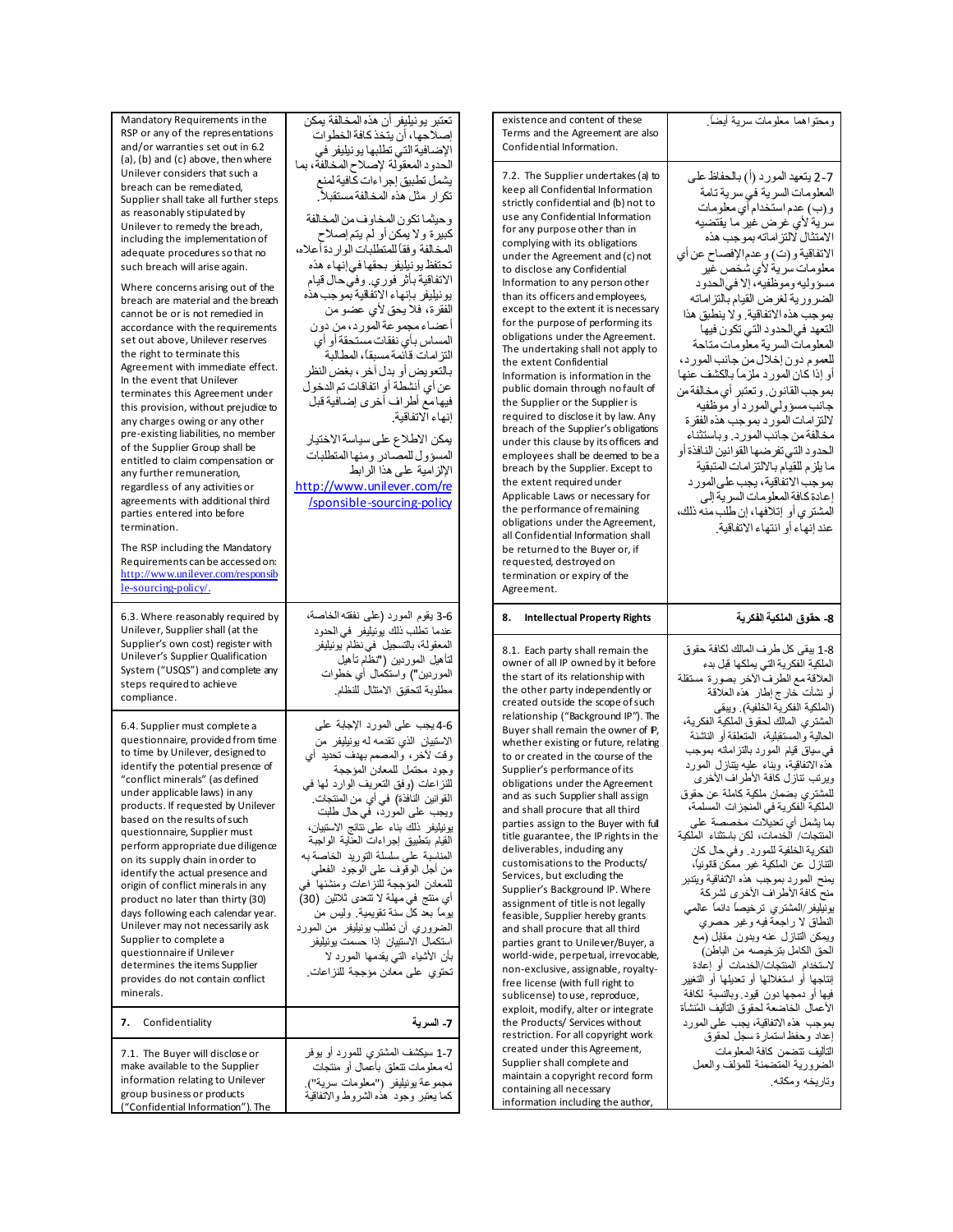| | |
|---|---|
| Mandatory Requirements in the RSP or any of the representations and/or warranties set out in 6.2 (a), (b) and (c) above, then where Unilever considers that such a breach can be remediated, Supplier shall take all further steps as reasonably stipulated by Unilever to remedy the breach, including the implementation of adequate procedures so that no such breach will arise again.<br><br>Where concerns arising out of the breach are material and the breach cannot be or is not remedied in accordance with the requirements set out above, Unilever reserves the right to terminate this Agreement with immediate effect. In the event that Unilever terminates this Agreement under this provision, without prejudice to any charges owing or any other pre-existing liabilities, no member of the Supplier Group shall be entitled to claim compensation or any further remuneration, regardless of any activities or agreements with additional third parties entered into before termination.<br><br>The RSP including the Mandatory Requirements can be accessed on: http://www.unilever.com/responsible-sourcing-policy/. | تعتبر يونيليفر أن هذه المخالفة يمكن إصلاحها، أن يتخذ كافة الخطوات الإضافية التي تطلبها يونيليفر في الحدود المعقولة لإصلاح المخالفة، بما يشمل تطبيق إجراءات كافية لمنع تكرار مثل هذه المخالفة مستقبلاً.<br><br>وحيثما تكون المخاوف من المخالفة كبيرة ولا يمكن أو لم يتم إصلاح المخالفة وفقاً للمتطلبات الواردة أعلاه، تحتفظ يونيليفر بحقها في إنهاء هذه الاتفاقية بأثر فوري. وفي حال قيام يونيليفر بإنهاء الاتفاقية بموجب هذه الفقرة، فلا يحق لأي عضو من أعضاء مجموعة المورد، من دون المساس بأي نفقات مستحقة أو أي التزامات قائمة مسبقاً، المطالبة بالتعويض أو بدل آخر، بغض النظر عن أي أنشطة أو اتفاقات تم الدخول فيها مع أطراف أخرى إضافية قبل إنهاء الاتفاقية.<br><br>يمكن الاطلاع على سياسة الاختيار المسؤول للمصادر ومنها المتطلبات الإلزامية على هذا الرابط http://www.unilever.com/responsible-sourcing-policy |
| 6.3. Where reasonably required by Unilever, Supplier shall (at the Supplier's own cost) register with Unilever's Supplier Qualification System ("USQS") and complete any steps required to achieve compliance. | 3-6 يقوم المورد (على نفقته الخاصة، عندما تطلب ذلك يونيليفر في الحدود المعقولة، بالتسجيل في نظام يونيليفر لتأهيل الموردين ("نظام تأهيل الموردين") واستكمال أي خطوات مطلوبة لتحقيق الامتثال للنظام. |
| 6.4. Supplier must complete a questionnaire, provided from time to time by Unilever, designed to identify the potential presence of "conflict minerals" (as defined under applicable laws) in any products. If requested by Unilever based on the results of such questionnaire, Supplier must perform appropriate due diligence on its supply chain in order to identify the actual presence and origin of conflict minerals in any product no later than thirty (30) days following each calendar year. Unilever may not necessarily ask Supplier to complete a questionnaire if Unilever determines the items Supplier provides do not contain conflict minerals. | 4-6 يجب على المورد الإجابة على الاستبيان الذي تقدمه له يونيليفر من وقت لآخر، والمصمم بهدف تحديد أي وجود محتمل للمعادن الموجهة للنزاعات (وفق التعريف الوارد لها في القوانين النافذة) في أي من المنتجات. ويجب على المورد، في حال طلبت يونيليفر ذلك بناء على نتائج الاستبيان، القيام بتطبيق إجراءات العناية الواجبة المناسبة على سلسلة التوريد الخاصة به من أجل الوقوف على الوجود الفعلي للمعادن الموجهة للنزاعات ومنشئها في أي منتج في مهلة لا تتعدى ثلاثين (30) يوماً بعد كل سنة تقويمية. وليس من الضروري أن تطلب يونيليفر من المورد استكمال الاستبيان إذا حسمت يونيليفر بأن الأشياء التي يقدمها المورد لا تحتوي على معادن موجهة للنزاعات. |
| **7. Confidentiality** | **7- السرية** |
| 7.1. The Buyer will disclose or make available to the Supplier information relating to Unilever group business or products ("Confidential Information"). The existence and content of these Terms and the Agreement are also Confidential Information. | 1-7 سيكشف المشتري للمورد أو يوفر له معلومات تتعلق بأعمال أو منتجات مجموعة يونيليفر ("معلومات سرية"). كما يعتبر وجود هذه الشروط والاتفاقية ومحتواهما معلومات سرية أيضاً. |
| 7.2. The Supplier undertakes (a) to keep all Confidential Information strictly confidential and (b) not to use any Confidential Information for any purpose other than in complying with its obligations under the Agreement and (c) not to disclose any Confidential Information to any person other than its officers and employees, except to the extent it is necessary for the purpose of performing its obligations under the Agreement. The undertaking shall not apply to the extent Confidential Information is information in the public domain through no fault of the Supplier or the Supplier is required to disclose it by law. Any breach of the Supplier's obligations under this clause by its officers and employees shall be deemed to be a breach by the Supplier. Except to the extent required under Applicable Laws or necessary for the performance of remaining obligations under the Agreement, all Confidential Information shall be returned to the Buyer or, if requested, destroyed on termination or expiry of the Agreement. | 2-7 يتعهد المورد (أ) بالحفاظ على المعلومات السرية في سرية تامة و(ب) عدم استخدام أي معلومات سرية لأي غرض غير ما يقتضيه الامتثال لالتزاماته بموجب هذه الاتفاقية و(ت) وعدم الإفصاح عن أي معلومات سرية لأي شخص غير مسؤوليه وموظفيه، إلا في الحدود الضرورية لغرض القيام بالتزاماته بموجب هذه الاتفاقية. ولا ينطبق هذا التعهد في الحدود التي تكون فيها المعلومات السرية معلومات متاحة للعموم دون إخلال من جانب المورد، أو إذا كان المورد ملزماً بالكشف عنها بموجب القانون. وتعتبر أي مخالفة من جانب مسؤولي المورد أو موظفيه لالتزامات المورد بموجب هذه الفقرة مخالفة من جانب المورد. وباستثناء الحدود التي تفرضها القوانين النافذة أو ما يلزم للقيام بالالتزامات المتبقية بموجب الاتفاقية، يجب على المورد إعادة كافة المعلومات السرية إلى المشتري أو إتلافها، إن طلب منه ذلك، عند إنهاء أو انتهاء الاتفاقية. |
| **8. Intellectual Property Rights** | **8- حقوق الملكية الفكرية** |
| 8.1. Each party shall remain the owner of all IP owned by it before the start of its relationship with the other party independently or created outside the scope of such relationship ("Background IP"). The Buyer shall remain the owner of IP, whether existing or future, relating to or created in the course of the Supplier's performance of its obligations under the Agreement and as such Supplier shall assign and shall procure that all third parties assign to the Buyer with full title guarantee, the IP rights in the deliverables, including any customisations to the Products/ Services, but excluding the Supplier's Background IP. Where assignment of title is not legally feasible, Supplier hereby grants and shall procure that all third parties grant to Unilever/Buyer, a world-wide, perpetual, irrevocable, non-exclusive, assignable, royalty-free license (with full right to sublicense) to use, reproduce, exploit, modify, alter or integrate the Products/ Services without restriction. For all copyright work created under this Agreement, Supplier shall complete and maintain a copyright record form containing all necessary information including the author, | 1-8 يبقى كل طرف المالك لكافة حقوق الملكية الفكرية التي يملكها قبل بدء العلاقة مع الطرف الآخر بصورة مستقلة أو نشأت خارج إطار هذه العلاقة (الملكية الفكرية الخلفية). ويبقى المشتري المالك لحقوق الملكية الفكرية، الحالية والمستقبلية، المتعلقة أو الناشئة في سياق قيام المورد بالتزاماته بموجب هذه الاتفاقية، وبناء عليه يتنازل المورد ويرتب تنازل كافة الأطراف الأخرى للمشتري بضمان ملكية كاملة عن حقوق الملكية الفكرية في المنجزات المسلمة، بما يشمل أي تعديلات مخصصة على المنتجات/ الخدمات، لكن باستثناء الملكية الفكرية الخلفية للمورد. وفي حال كان التنازل عن الملكية غير ممكن قانونياً، يمنح المورد بموجب هذه الاتفاقية ويتدبر منح كافة الأطراف الأخرى لشركة يونيليفر/المشتري ترخيصاً دائماً عالمي النطاق لا راجعة فيه وغير حصري ويمكن التنازل عنه وبدون مقابل (مع الحق الكامل بترخيصه من الباطن) لاستخدام المنتجات/الخدمات أو إعادة إنتاجها أو استغلالها أو تعديلها أو التغيير فيها أو دمجها دون قيود. وبالنسبة لكافة الأعمال الخاضعة لحقوق التأليف المُنشأة بموجب هذه الاتفاقية، يجب على المورد إعداد وحفظ استمارة سجل لحقوق التأليف تتضمن كافة المعلومات الضرورية المتضمنة للمؤلف والعمل وتاريخه ومكانه. |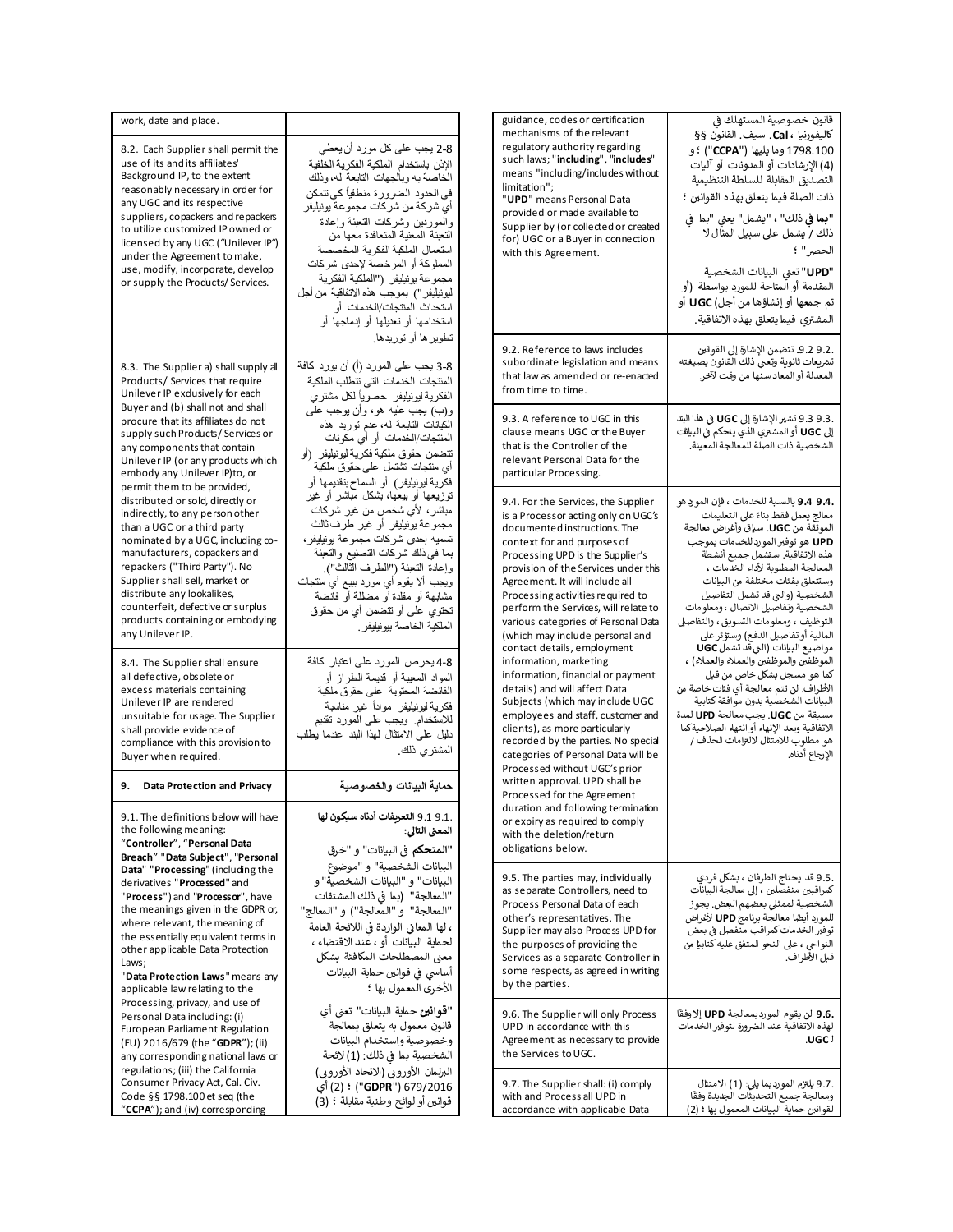| | |
|---|---|
| work, date and place. | |
| 8.2. Each Supplier shall permit the use of its and its affiliates' Background IP, to the extent reasonably necessary in order for any UGC and its respective suppliers, copackers and repackers to utilize customized IP owned or licensed by any UGC ("Unilever IP") under the Agreement to make, use, modify, incorporate, develop or supply the Products/ Services. | 8-2 يجب على كل مورد أن يعطي الإذن باستخدام الملكية الفكرية الخلفية الخاصة به وبالجهات التابعة له، وذلك في الحدود الضرورة منطقياً كي تتمكن أي شركة من شركات مجموعة يونيليفر والموردين وشركات التعبئة وإعادة التعبئة المعنية المتعاقدة معها من استعمال الملكية الفكرية المخصصة المملوكة أو المرخصة لإحدى شركات مجموعة يونيليفر ("الملكية الفكرية ليونيليفر") بموجب هذه الاتفاقية من أجل استحداث المنتجات/الخدمات أو استخدامها أو تعديلها أو إدماجها أو تطويرها أو توريدها. |
| 8.3. The Supplier a) shall supply all Products/ Services that require Unilever IP exclusively for each Buyer and (b) shall not and shall procure that its affiliates do not supply such Products/ Services or any components that contain Unilever IP (or any products which embody any Unilever IP)to, or permit them to be provided, distributed or sold, directly or indirectly, to any person other than a UGC or a third party nominated by a UGC, including co-manufacturers, copackers and repackers ("Third Party"). No Supplier shall sell, market or distribute any lookalikes, counterfeit, defective or surplus products containing or embodying any Unilever IP. | 8-3 يجب على المورد (أ) أن يورد كافة المنتجات الخدمات التي تتطلب الملكية الفكرية ليونيليفر حصرياً لكل مشتري و(ب) يجب عليه هو، وأن يوجب على الكيانات التابعة له، عدم توريد هذه المنتجات/الخدمات أو أي مكونات تتضمن حقوق ملكية فكرية ليونيليفر (أو أي منتجات تشتمل على حقوق ملكية فكرية ليونيليفر) أو السماح بتقديمها أو توزيعها أو بيعها، بشكل مباشر أو غير مباشر، لأي شخص من غير شركات مجموعة يونيليفر أو غير طرف ثالث تسميه إحدى شركات مجموعة يونيليفر، بما في ذلك شركات التصنيع والتعبئة وإعادة التعبئة ("الطرف الثالث"). ويجب ألا يقوم أي مورد ببيع أي منتجات مشابهة أو مقلدة أو مضللة أو فائضة تحتوي على أو تتضمن أي من حقوق الملكية الخاصة بيونيليفر. |
| 8.4. The Supplier shall ensure all defective, obsolete or excess materials containing Unilever IP are rendered unsuitable for usage. The Supplier shall provide evidence of compliance with this provision to Buyer when required. | 8-4 يحرص المورد على اعتبار كافة المواد المعيبة أو قديمة الطراز أو الفائضة المحتوية على حقوق ملكية فكرية ليونيليفر مواداً غير مناسبة للاستخدام. ويجب على المورد تقديم دليل على الامتثال لهذا البند عندما يطلب المشتري ذلك. |
| **9. Data Protection and Privacy** | **حماية البيانات والخصوصية** |
| 9.1. The definitions below will have the following meaning:<br>"**Controller**", "**Personal Data Breach**" "**Data Subject**", "**Personal Data**" "**Processing**" (including the derivatives "**Processed**" and "**Process**") and "**Processor**", have the meanings given in the GDPR or, where relevant, the meaning of the essentially equivalent terms in other applicable Data Protection Laws;<br>"**Data Protection Laws**" means any applicable law relating to the Processing, privacy, and use of Personal Data including: (i) European Parliament Regulation (EU) 2016/679 (the "**GDPR**"); (ii) any corresponding national laws or regulations; (iii) the California Consumer Privacy Act, Cal. Civ. Code §§ 1798.100 et seq (the "**CCPA**"); and (iv) corresponding | 9.1. **التعريفات أدناه سيكون لها المعنى التالي:**<br>"**المتحكم** في البيانات" و "خرق البيانات الشخصية" و "موضوع البيانات" و "البيانات الشخصية" و "المعالجة" (بما في ذلك المشتقات "المعالجة" و "المعالجة") و "المعالج"، لها المعاني الواردة في اللائحة العامة لحماية البيانات أو، عند الاقتضاء، معنى المصطلحات المكافئة بشكل أساسي في قوانين حماية البيانات الأخرى المعمول بها؛<br>"**قوانين** حماية البيانات" تعني أي قانون معمول به يتعلق بمعالجة وخصوصية واستخدام البيانات الشخصية بما في ذلك: (1) لائحة البرلمان الأوروبي (الاتحاد الأوروبي) 679/2016 ("**GDPR**")؛ (2) أي قوانين أو لوائح وطنية مقابلة؛ (3) |
| guidance, codes or certification mechanisms of the relevant regulatory authority regarding such laws; "**including**", "**includes**" means "including/includes without limitation";<br>"**UPD**" means Personal Data provided or made available to Supplier by (or collected or created for) UGC or a Buyer in connection with this Agreement. | قانون خصوصية المستهلك في كاليفورنيا، **Cal**. سيف. القانون §§ 1798.100 وما يليها ("**CCPA**")؛ و (4) الإرشادات أو المدونات أو آليات التصديق المقابلة للسلطة التنظيمية ذات الصلة فيما يتعلق بهذه القوانين؛<br>"**بما في ذلك**"، "يشمل" يعني "بما في ذلك / يشمل على سبيل المثال لا الحصر"؛<br>"**UPD**" تعني البيانات الشخصية المقدمة أو المتاحة للمورد بواسطة (أو تم جمعها أو إنشاؤها من أجل) **UGC** أو المشتري فيما يتعلق بهذه الاتفاقية. |
| 9.2. Reference to laws includes subordinate legislation and means that law as amended or re-enacted from time to time. | 9.2. تتضمن الإشارة إلى القوانين تشريعات ثانوية وتعني ذلك القانون بصيغته المعدلة أو المعاد سنها من وقت لآخر. |
| 9.3. A reference to UGC in this clause means UGC or the Buyer that is the Controller of the relevant Personal Data for the particular Processing. | 9.3 تشير الإشارة إلى **UGC** في هذا البند إلى **UGC** أو المشتري الذي يتحكم في البيانات الشخصية ذات الصلة للمعالجة المعينة. |
| 9.4. For the Services, the Supplier is a Processor acting only on UGC's documented instructions. The context for and purposes of Processing UPD is the Supplier's provision of the Services under this Agreement. It will include all Processing activities required to perform the Services, will relate to various categories of Personal Data (which may include personal and contact details, employment information, marketing information, financial or payment details) and will affect Data Subjects (which may include UGC employees and staff, customer and clients), as more particularly recorded by the parties. No special categories of Personal Data will be Processed without UGC's prior written approval. UPD shall be Processed for the Agreement duration and following termination or expiry as required to comply with the deletion/return obligations below. | **9.4** بالنسبة للخدمات، فإن المورد هو معالج يعمل فقط بناءً على التعليمات الموثقة من **UGC**. سياق وأغراض معالجة **UPD** هو توفير المورد للخدمات بموجب هذه الاتفاقية. ستشمل جميع أنشطة المعالجة المطلوبة لأداء الخدمات، وستتعلق بفئات مختلفة من البيانات الشخصية (والتي قد تشمل التفاصيل الشخصية وتفاصيل الاتصال، ومعلومات التوظيف، ومعلومات التسويق، والتفاصيل المالية أو تفاصيل الدفع) وستؤثر على مواضيع البيانات (التي قد تشمل **UGC** الموظفين والموظفين والعملاء والعملاء)، كما هو مسجل بشكل خاص من قبل الأطراف. لن تتم معالجة أي فئات خاصة من البيانات الشخصية بدون موافقة كتابية مسبقة من **UGC**. يجب معالجة **UPD** لمدة الاتفاقية وبعد الإنهاء أو انتهاء الصلاحية كما هو مطلوب للامتثال لالتزامات الحذف / الإرجاع أدناه. |
| 9.5. The parties may, individually as separate Controllers, need to Process Personal Data of each other's representatives. The Supplier may also Process UPD for the purposes of providing the Services as a separate Controller in some respects, as agreed in writing by the parties. | 9.5 قد يحتاج الطرفان، بشكل فردي كمراقبين منفصلين، إلى معالجة البيانات الشخصية لممثلي بعضهم البعض. يجوز للمورد أيضًا معالجة برنامج **UPD** لأغراض توفير الخدمات كمراقب منفصل في بعض النواحي، على النحو المتفق عليه كتابيًا من قبل الأطراف. |
| 9.6. The Supplier will only Process UPD in accordance with this Agreement as necessary to provide the Services to UGC. | **9.6** لن يقوم المورد بمعالجة **UPD** إلا وفقًا لهذه الاتفاقية عند الضرورة لتوفير الخدمات لـ**UGC**. |
| 9.7. The Supplier shall: (i) comply with and Process all UPD in accordance with applicable Data | 9.7 يلتزم المورد بما يلي: (1) الامتثال ومعالجة جميع التحديثات الجديدة وفقًا لقوانين حماية البيانات المعمول بها؛ (2) |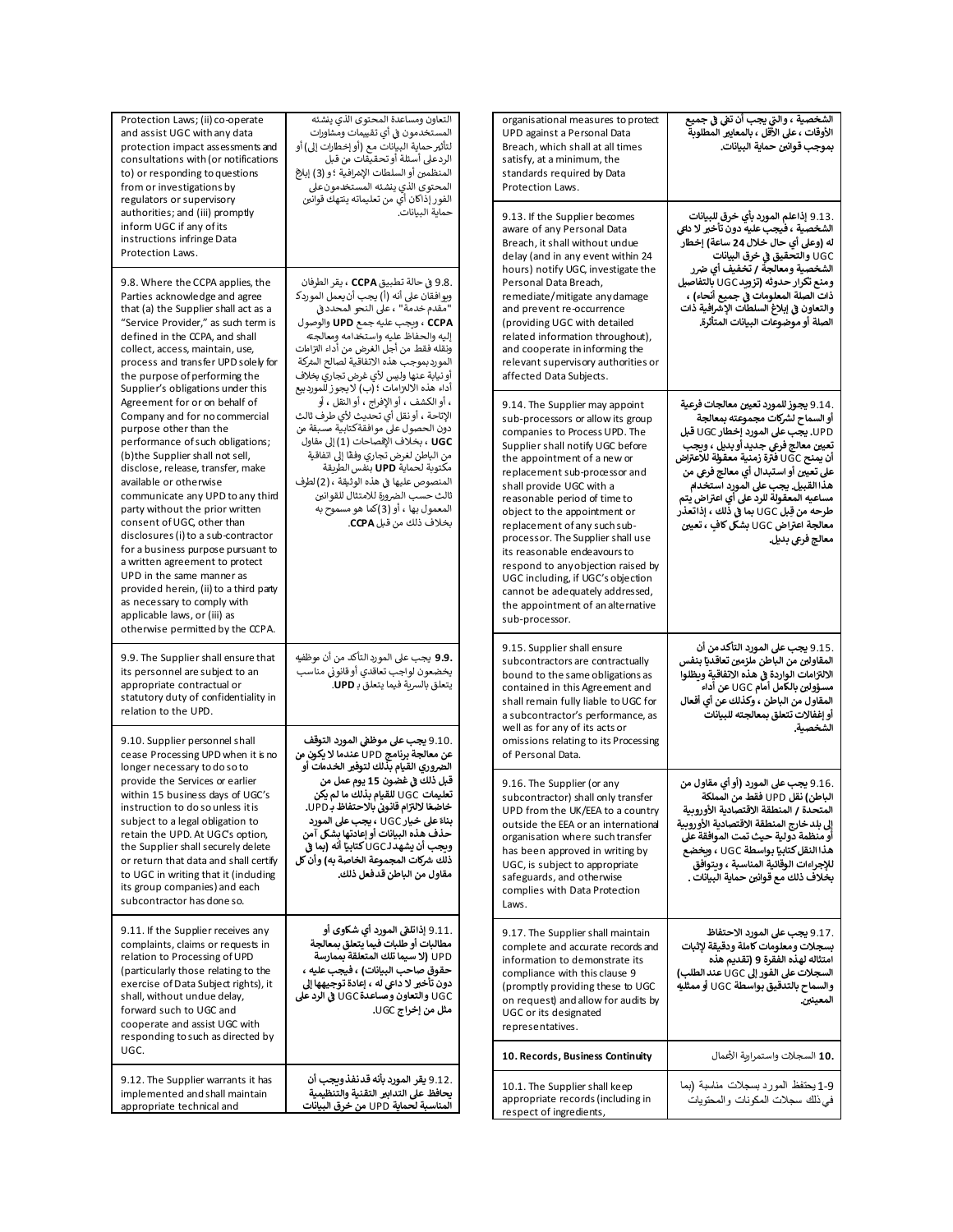| | |
|---|---|
| Protection Laws; (ii) co-operate and assist UGC with any data protection impact assessments and consultations with (or notifications to) or responding to questions from or investigations by regulators or supervisory authorities; and (iii) promptly inform UGC if any of its instructions infringe Data Protection Laws. | التعاون ومساعدة المحتوى الذي ينشئه المستخدمون في أي تقييمات ومشاورات لتأثير حماية البيانات مع (أو إخطارات إلى) أو الرد على أسئلة أو تحقيقات من قبل المنظمين أو السلطات الإشرافية ؛ و (3) إبلاغ المحتوى الذي ينشئه المستخدمون على الفور إذا كان أي من تعليماته ينتهك قوانين حماية البيانات. |
| 9.8. Where the CCPA applies, the Parties acknowledge and agree that (a) the Supplier shall act as a "Service Provider," as such term is defined in the CCPA, and shall collect, access, maintain, use, process and transfer UPD solely for the purpose of performing the Supplier's obligations under this Agreement for or on behalf of Company and for no commercial purpose other than the performance of such obligations; (b)the Supplier shall not sell, disclose, release, transfer, make available or otherwise communicate any UPD to any third party without the prior written consent of UGC, other than disclosures (i) to a sub-contractor for a business purpose pursuant to a written agreement to protect UPD in the same manner as provided herein, (ii) to a third party as necessary to comply with applicable laws, or (iii) as otherwise permitted by the CCPA. | 9.8 في حالة تطبيق **CCPA** ، يقر الطرفان ويوافقان على أنه (أ) يجب أن يعمل المورد كـ "مقدم خدمة" ، على النحو المحدد في **CCPA** ، ويجب عليه جمع **UPD** والوصول إليه والحفاظ عليه واستخدامه ومعالجته ونقله فقط من أجل الغرض من أداء التزامات المورد بموجب هذه الاتفاقية لصالح الشركة أو نيابة عنها وليس لأي غرض تجاري بخلاف أداء هذه الالتزامات ؛ (ب) لا يجوز للمورد بيع ، أو الكشف ، أو الإفراج ، أو النقل ، أو الإتاحة ، أو نقل أي تحديث لأي طرف ثالث دون الحصول على موافقة كتابية مسبقة من **UGC** ، بخلاف الإفصاحات (1) إلى مقاول من الباطن لغرض تجاري وفقًا إلى اتفاقية مكتوبة لحماية **UPD** بنفس الطريقة المنصوص عليها في هذه الوثيقة ، (2) لطرف ثالث حسب الضرورة للامتثال للقوانين المعمول بها ، أو (3) كما هو مسموح به بخلاف ذلك من قبل **CCPA**. |
| 9.9. The Supplier shall ensure that its personnel are subject to an appropriate contractual or statutory duty of confidentiality in relation to the UPD. | **9.9.** يجب على المورد التأكد من أن موظفيه يخضعون لواجب تعاقدي أو قانوني مناسب يتعلق بالسرية فيما يتعلق بـ **UPD**. |
| 9.10. Supplier personnel shall cease Processing UPD when it is no longer necessary to do so to provide the Services or earlier within 15 business days of UGC's instruction to do so unless it is subject to a legal obligation to retain the UPD. At UGC's option, the Supplier shall securely delete or return that data and shall certify to UGC in writing that it (including its group companies) and each subcontractor has done so. | **9.10. يجب على موظفي المورد التوقف عن معالجة برنامج UPD عندما لا يكون من الضروري القيام بذلك لتوفير الخدمات أو قبل ذلك في غضون 15 يوم عمل من تعليمات UGC للقيام بذلك ما لم يكن خاضعًا لالتزام قانوني بالاحتفاظ بـ UPD. بناءً على خيار UGC ، يجب على المورد حذف هذه البيانات أو إعادتها بشكل آمن ويجب أن يشهد لـ UGC كتابيًا أنه (بما في ذلك شركات المجموعة الخاصة به) وأن كل مقاول من الباطن قد فعل ذلك.** |
| 9.11. If the Supplier receives any complaints, claims or requests in relation to Processing of UPD (particularly those relating to the exercise of Data Subject rights), it shall, without undue delay, forward such to UGC and cooperate and assist UGC with responding to such as directed by UGC. | **9.11. إذا تلقى المورد أي شكاوى أو مطالبات أو طلبات فيما يتعلق بمعالجة UPD (لا سيما تلك المتعلقة بممارسة حقوق صاحب البيانات) ، فيجب عليه ، دون تأخير لا داعي له ، إعادة توجيهها إلى UGC والتعاون ومساعدة UGC في الرد على مثل من إخراج UGC.** |
| 9.12. The Supplier warrants it has implemented and shall maintain appropriate technical and organisational measures to protect UPD against a Personal Data Breach, which shall at all times satisfy, at a minimum, the standards required by Data Protection Laws. | **9.12. يقر المورد بأنه قد نفذ ويجب أن يحافظ على التدابير التقنية والتنظيمية المناسبة لحماية UPD من خرق البيانات الشخصية ، والتي يجب أن تفي في جميع الأوقات ، على الأقل ، بالمعايير المطلوبة بموجب قوانين حماية البيانات.** |
| 9.13. If the Supplier becomes aware of any Personal Data Breach, it shall without undue delay (and in any event within 24 hours) notify UGC, investigate the Personal Data Breach, remediate/mitigate any damage and prevent re-occurrence (providing UGC with detailed related information throughout), and cooperate in informing the relevant supervisory authorities or affected Data Subjects. | **9.13. إذا علم المورد بأي خرق للبيانات الشخصية ، فيجب عليه دون تأخير لا داعي له (وعلى أي حال خلال 24 ساعة) إخطار UGC والتحقيق في خرق البيانات الشخصية ومعالجة / تخفيف أي ضرر ومنع تكرار حدوثه (تزويد UGC بالتفاصيل ذات الصلة المعلومات في جميع أنحاء) ، والتعاون في إبلاغ السلطات الإشرافية ذات الصلة أو موضوعات البيانات المتأثرة.** |
| 9.14. The Supplier may appoint sub-processors or allow its group companies to Process UPD. The Supplier shall notify UGC before the appointment of a new or replacement sub-processor and shall provide UGC with a reasonable period of time to object to the appointment or replacement of any such sub-processor. The Supplier shall use its reasonable endeavours to respond to any objection raised by UGC including, if UGC's objection cannot be adequately addressed, the appointment of an alternative sub-processor. | **9.14. يجوز للمورد تعيين معالجات فرعية أو السماح لشركات مجموعته بمعالجة UPD. يجب على المورد إخطار UGC قبل تعيين معالج فرعي جديد أو بديل ، ويجب أن يمنح UGC فترة زمنية معقولة للاعتراض على تعيين أو استبدال أي معالج فرعي من هذا القبيل. يجب على المورد استخدام مساعيه المعقولة للرد على أي اعتراض يتم طرحه من قبل UGC بما في ذلك ، إذا تعذر معالجة اعتراض UGC بشكل كافٍ ، تعيين معالج فرعي بديل.** |
| 9.15. Supplier shall ensure subcontractors are contractually bound to the same obligations as contained in this Agreement and shall remain fully liable to UGC for a subcontractor's performance, as well as for any of its acts or omissions relating to its Processing of Personal Data. | **9.15. يجب على المورد التأكد من أن المقاولين من الباطن ملزمين تعاقديًا بنفس الالتزامات الواردة في هذه الاتفاقية ويظلوا مسؤولين بالكامل أمام UGC عن أداء المقاول من الباطن ، وكذلك عن أي أفعال أو إغفالات تتعلق بمعالجته للبيانات الشخصية.** |
| 9.16. The Supplier (or any subcontractor) shall only transfer UPD from the UK/EEA to a country outside the EEA or an international organisation where such transfer has been approved in writing by UGC, is subject to appropriate safeguards, and otherwise complies with Data Protection Laws. | **9.16. يجب على المورد (أو أي مقاول من الباطن) نقل UPD فقط من المملكة المتحدة / المنطقة الاقتصادية الأوروبية إلى بلد خارج المنطقة الاقتصادية الأوروبية أو منظمة دولية حيث تمت الموافقة على هذا النقل كتابيًا بواسطة UGC ، ويخضع للإجراءات الوقائية المناسبة ، ويتوافق بخلاف ذلك مع قوانين حماية البيانات .** |
| 9.17. The Supplier shall maintain complete and accurate records and information to demonstrate its compliance with this clause 9 (promptly providing these to UGC on request) and allow for audits by UGC or its designated representatives. | **9.17. يجب على المورد الاحتفاظ بسجلات ومعلومات كاملة ودقيقة لإثبات امتثاله لهذه الفقرة 9 (تقديم هذه السجلات على الفور إلى UGC عند الطلب) والسماح بالتدقيق بواسطة UGC أو ممثليه المعينين.** |

## 10. Records, Business Continuity

**10.** السجلات واستمرارية الأعمال

| | |
|---|---|
| 10.1. The Supplier shall keep appropriate records (including in respect of ingredients, | 1-9 يحتفظ المورد بسجلات مناسبة (بما في ذلك سجلات المكونات والمحتويات |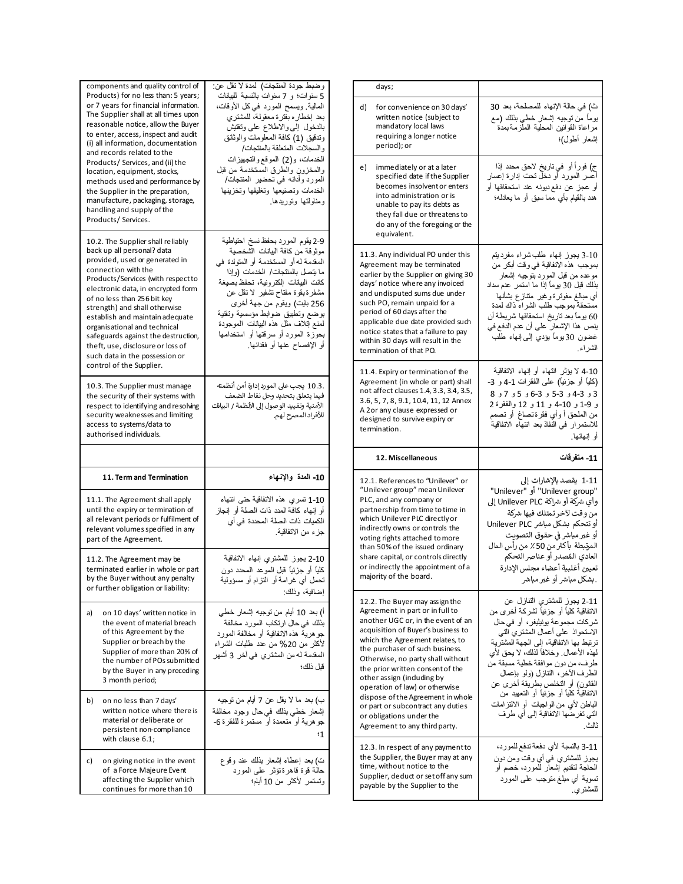| | |
|---|---|
| components and quality control of Products) for no less than: 5 years; or 7 years for financial information. The Supplier shall at all times upon reasonable notice, allow the Buyer to enter, access, inspect and audit (i) all information, documentation and records related to the Products/ Services, and (ii) the location, equipment, stocks, methods used and performance by the Supplier in the preparation, manufacture, packaging, storage, handling and supply of the Products/ Services. | وضبط جودة المنتجات) لمدة لا تقل عن: 5 سنوات؛ و 7 سنوات بالنسبة للبيانات المالية. ويسمح المورد في كل الأوقات، بعد إخطاره بفترة معقولة، للمشتري بالدخول إلى والاطلاع على وتفتيش وتدقيق (1) كافة المعلومات والوثائق والسجلات المتعلقة بالمنتجات/ الخدمات، و(2) الموقع والتجهيزات والمخزون والطرق المستخدمة من قبل المورد وأدائه في تحضير المنتجات/ الخدمات وتصنيعها وتغليفها وتخزينها ومناولتها وتوريدها. |
| 10.2. The Supplier shall reliably back up all personal? data provided, used or generated in connection with the Products/Services (with respect to electronic data, in encrypted form of no less than 256 bit key strength) and shall otherwise establish and maintain adequate organisational and technical safeguards against the destruction, theft, use, disclosure or loss of such data in the possession or control of the Supplier. | 9-2 يقوم المورد بحفظ نسخ احتياطية موثوقة من كافة البيانات الشخصية المقدمة له أو المستخدمة أو المتولدة في ما يتصل بالمنتجات/ الخدمات (وإذا كانت البيانات إلكترونية، تحفظ بصيغة مشفرة بقوة مفتاح تشفير لا تقل عن 256 بايت) ويقوم من جهة أخرى بوضع وتطبيق ضوابط مؤسسية وتقنية لمنع إتلاف مثل هذه البيانات الموجودة بحوزة المورد أو سرقتها أو استخدامها أو الإفصاح عنها أو فقدانها. |
| 10.3. The Supplier must manage the security of their systems with respect to identifying and resolving security weaknesses and limiting access to systems/data to authorised individuals. | 10.3. يجب على المورد إدارة أمن أنظمته فيما يتعلق بتحديد وحل نقاط الضعف الأمنية وتقييد الوصول إلى الأنظمة / البيانات للأفراد المصرح لهم. |
| | |
| **11. Term and Termination** | **10- المدة والإنهاء** |
| 11.1. The Agreement shall apply until the expiry or termination of all relevant periods or fulfilment of relevant volumes specified in any part of the Agreement. | 10-1 تسري هذه الاتفاقية حتى انتهاء أو إنهاء كافة المدد ذات الصلة أو إنجاز الكميات ذات الصلة المحددة في أي جزء من الاتفاقية. |
| 11.2. The Agreement may be terminated earlier in whole or part by the Buyer without any penalty or further obligation or liability: | 10-2 يجوز للمشتري إنهاء الاتفاقية كلياً أو جزئياً قبل الموعد المحدد دون تحمل أي غرامة أو التزام أو مسؤولية إضافية، وذلك: |
| a) on 10 days' written notice in the event of material breach of this Agreement by the Supplier or breach by the Supplier of more than 20% of the number of POs submitted by the Buyer in any preceding 3 month period; | أ) بعد 10 أيام من توجيه إشعار خطي بذلك في حال ارتكاب المورد مخالفة جوهرية هذه الاتفاقية أو مخالفة المورد لأكثر من 20% من عدد طلبات الشراء المقدمة له من المشتري في آخر 3 أشهر قبل ذلك؛ |
| b) on no less than 7 days' written notice where there is material or deliberate or persistent non-compliance with clause 6.1; | ب) بعد ما لا يقل عن 7 أيام من توجيه إشعار خطي بذلك في حال وجود مخالفة جوهرية أو متعمدة أو مستمرة للفقرة 6-1؛ |
| c) on giving notice in the event of a Force Majeure Event affecting the Supplier which continues for more than 10 days; | ت) بعد إعطاء إشعار بذلك عند وقوع حالة قوة قاهرة تؤثر على المورد وتستمر لأكثر من 10 أيام؛ |
| d) for convenience on 30 days' written notice (subject to mandatory local laws requiring a longer notice period); or | ث) في حالة الإنهاء للمصلحة، بعد 30 يوماً من توجيه إشعار خطي بذلك (مع مراعاة القوانين المحلية الملزمة بمدة إشعار أطول)؛ |
| e) immediately or at a later specified date if the Supplier becomes insolvent or enters into administration or is unable to pay its debts as they fall due or threatens to do any of the foregoing or the equivalent. | ج) فوراً أو في تاريخ لاحق محدد إذا أعسر المورد أو دخل تحت إدارة إعسار أو عجز عن دفع ديونه عند استحقاقها أو هدد بالقيام بأي مما سبق أو ما يعادله؛ |
| 11.3. Any individual PO under this Agreement may be terminated earlier by the Supplier on giving 30 days' notice where any invoiced and undisputed sums due under such PO, remain unpaid for a period of 60 days after the applicable due date provided such notice states that a failure to pay within 30 days will result in the termination of that PO. | 10-3 يجوز إنهاء طلب شراء مفرد يتم بموجب هذه الاتفاقية في وقت أبكر من موعده من قبل المورد بتوجيه إشعار بذلك قبل 30 يوماً إذا استمر عدم سداد أي مبالغ مفوترة وغير متنازع بشأنها مستحقة بموجب طلب الشراء ذاك لمدة 60 يوماً بعد تاريخ استحقاقها شريطة أن ينص هذا الإشعار على أن عدم الدفع في غضون 30 يوماً يؤدي إلى إنهاء طلب الشراء. |
| 11.4. Expiry or termination of the Agreement (in whole or part) shall not affect clauses 1.4, 3.3, 3.4, 3.5, 3.6, 5, 7, 8, 9.1, 10.4, 11, 12 Annex A 2or any clause expressed or designed to survive expiry or termination. | 10-4 لا يؤثر انتهاء أو إنهاء الاتفاقية (كلياً أو جزئياً) على الفقرات 1-4 و 3-3 و 3-4 و 3-5 و 3-6 و 5 و 7 و 8 و 9-1 و 10-4 و 11 و 12 والفقرة 2 من الملحق أ وأي فقرة تصاغ أو تصمم للاستمرار في النفاذ بعد انتهاء الاتفاقية أو إنهائها. |
| **12. Miscellaneous** | **11- متفرقات** |
| 12.1. References to "Unilever" or "Unilever group" mean Unilever PLC, and any company or partnership from time to time in which Unilever PLC directly or indirectly owns or controls the voting rights attached to more than 50% of the issued ordinary share capital, or controls directly or indirectly the appointment of a majority of the board. | 11-1 يقصد بالإشارات إلى "Unilever" أو "Unilever group" وأي شركة أو شراكة Unilever PLC إلى من وقت لآخر تمتلك فيها شركة Unilever PLC أو تتحكم بشكل مباشر أو غير مباشر في حقوق التصويت المرتبطة بأكثر من 50٪ من رأس المال العادي المُصدر أو عناصر التحكم تعيين أغلبية أعضاء مجلس الإدارة بشكل مباشر أو غير مباشر. |
| 12.2. The Buyer may assign the Agreement in part or in full to another UGC or, in the event of an acquisition of Buyer's business to which the Agreement relates, to the purchaser of such business. Otherwise, no party shall without the prior written consent of the other assign (including by operation of law) or otherwise dispose of the Agreement in whole or part or subcontract any duties or obligations under the Agreement to any third party. | 11-2 يجوز للمشتري التنازل عن الاتفاقية كلياً أو جزئياً لشركة أخرى من شركات مجموعة يونيليفر، أو في حال الاستحواذ على أعمال المشتري التي ترتبط بها الاتفاقية، إلى الجهة المشترية لهذه الأعمال. وخلافاً لذلك، لا يحق لأي طرف، من دون موافقة خطية مسبقة من الطرف الآخر، التنازل (ولو بإعمال القانون) أو التخلص بطريقة أخرى عن الاتفاقية كلياً أو جزئياً أو التعهيد من الباطن لأي من الواجبات أو الالتزامات التي تفرضها الاتفاقية إلى أي طرف ثالث. |
| 12.3. In respect of any payment to the Supplier, the Buyer may at any time, without notice to the Supplier, deduct or set off any sum payable by the Supplier to the | 11-3 بالنسبة لأي دفعة تدفع للمورد، يجوز للمشتري في أي وقت ومن دون الحاجة لتقديم إشعار للمورد، خصم أو تسوية أي مبلغ متوجب على المورد للمشتري. |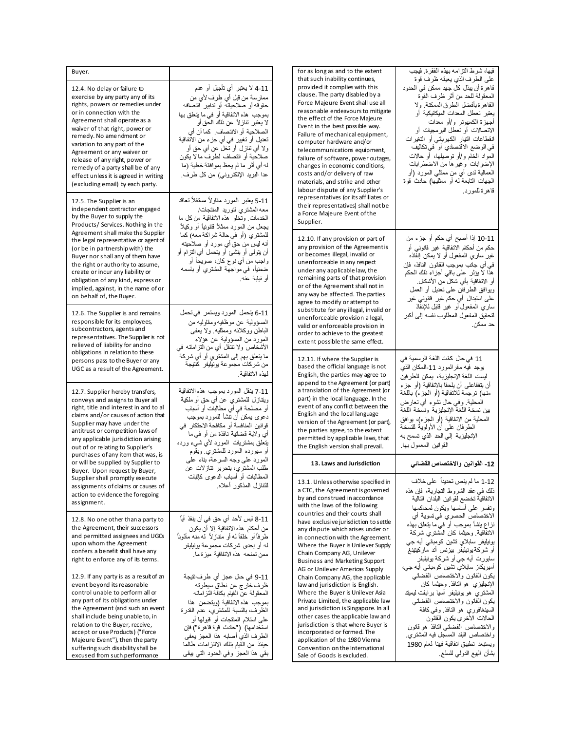| | |
|---|---|
| Buyer. | |
| 12.4. No delay or failure to exercise by any party any of its rights, powers or remedies under or in connection with the Agreement shall operate as a waiver of that right, power or remedy. No amendment or variation to any part of the Agreement or any waiver or release of any right, power or remedy of a party shall be of any effect unless it is agreed in writing (excluding email) by each party. | 11-4 لا يعتبر أي تأجيل أو عدم ممارسة من قبل أي طرف لأي من حقوقه أو صلاحياته أو تدابير انتصافه بموجب هذه الاتفاقية أو في ما يتعلق بها لا يعتبر تنازلاً عن ذلك الحق أو الصلاحية أو الانتصاف. كما أن أي تعديل أو تغيير في أي جزء من الاتفاقية ولا أي تنازل أو تخلٍ عن أي حق أو صلاحية أو انتصاف لطرف ما لا يكون له أي أثر ما لم يحظ بموافقة خطية (ما عدا البريد الإلكتروني) من كل طرف. |
| 12.5. The Supplier is an independent contractor engaged by the Buyer to supply the Products/ Services. Nothing in the Agreement shall make the Supplier the legal representative or agent of (or be in partnership with) the Buyer nor shall any of them have the right or authority to assume, create or incur any liability or obligation of any kind, express or implied, against, in the name of or on behalf of, the Buyer. | 11-5 يعتبر المورد مقاولاً مستقلاً تعاقد معه المشتري لتوريد المنتجات/ الخدمات. وتخلو هذه الاتفاقية من كل ما يجعل من المورد ممثلاً قانونياً أو وكيلاً للمشتري (أو في حالة شراكة معه) كما أنه ليس من حق أي مورد أو صلاحيته أن يتولى أو ينشئ أو يتحمل أي التزام أو واجب من أي نوع كان، صريحاً أو ضمنياً، في مواجهة المشتري أو باسمه أو نيابة عنه. |
| 12.6. The Supplier is and remains responsible for its employees, subcontractors, agents and representatives. The Supplier is not relieved of liability for and no obligations in relation to these persons pass to the Buyer or any UGC as a result of the Agreement. | 11-6 يتحمل المورد ويستمر في تحمل المسؤولية عن موظفيه ومقاوليه من الباطن ووكلائه وممثليه. ولا يعفى المورد من المسؤولية عن هؤلاء الأشخاص ولا تنتقل أي من التزاماته في ما يتعلق بهم إلى المشتري أو أي شركة من شركات مجموعة يونيليفر كنتيجة لهذه الاتفاقية. |
| 12.7. Supplier hereby transfers, conveys and assigns to Buyer all right, title and interest in and to all claims and/or causes of action that Supplier may have under the antitrust or competition laws of any applicable jurisdiction arising out of or relating to Supplier's purchases of any item that was, is or will be supplied by Supplier to Buyer. Upon request by Buyer, Supplier shall promptly execute assignments of claims or causes of action to evidence the foregoing assignment. | 11-7 ينقل المورد بموجب هذه الاتفاقية ويتنازل للمشتري عن أي حق أو ملكية أو مصلحة في أي مطالبات أو أسباب دعوى يمكن أن تنشأ للمورد بموجب قوانين المنافسة أو مكافحة الاحتكار في أي ولاية قضائية نافذة من أو في ما يتعلق بمشتريات المورد لأي شيء ورده أو سيورده المورد للمشتري. ويقوم المورد على وجه السرعة، بناء على طلب المشتري، بتحرير تنازلات عن المطالبات أو أسباب الدعوى كإثبات للتنازل المذكور أعلاه. |
| 12.8. No one other than a party to the Agreement, their successors and permitted assignees and UGCs upon whom the Agreement confers a benefit shall have any right to enforce any of its terms. | 11-8 ليس لأحد أي حق في أن ينفذ أياً من أحكام هذه الاتفاقية إلا أن يكون طرفاً أو خلفاً له أو متنازلاً له منه مأذوناً له أو إحدى شركات مجموعة يونيليفر ممن تمنحه هذه الاتفاقية ميزة ما. |
| 12.9. If any party is as a result of an event beyond its reasonable control unable to perform all or any part of its obligations under the Agreement (and such an event shall include being unable to, in relation to the Buyer, receive, accept or use Products) ("Force Majeure Event"), then the party suffering such disability shall be excused from such performance for as long as and to the extent that such inability continues, provided it complies with this clause. The party disabled by a Force Majeure Event shall use all reasonable endeavours to mitigate the effect of the Force Majeure Event in the best possible way. Failure of mechanical equipment, computer hardware and/or telecommunications equipment, failure of software, power outages, changes in economic conditions, costs and/or delivery of raw materials, and strike and other labour dispute of any Supplier's representatives (or its affiliates or their representatives) shall not be a Force Majeure Event of the Supplier. | 11-9 في حال عجز أي طرف نتيجة ظرف خارج عن نطاق سيطرته المعقولة عن القيام بكافة التزاماته بموجب هذه الاتفاقية (ويتضمن هذا الظرف، بالنسبة للمشتري، عدم القدرة على استلام المنتجات أو قبولها أو استخدامها) ("حادث قوة قاهرة") فإن الطرف الذي أصابه هذا العجز يعفى حينئذ من القيام بتلك الالتزامات طالما بقي هذا العجز وفي الحدود التي يبقى فيها، شرط التزامه بهذه الفقرة. فيجب على الطرف الذي يعيقه ظرف قوة قاهرة أن يبذل كل جهد ممكن في الحدود المعقولة للحد من أثر ظرف القوة القاهرة بأفضل الطرق الممكنة. ولا يعتبر تعطل المعدات الميكانيكية أو أجهزة الكمبيوتر و/أو معدات الاتصالات أو تعطل البرمجيات أو انقطاعات التيار الكهربائي أو التغيرات في الوضع الاقتصادي أو في تكاليف المواد الخام و/أو توصيلها، أو حالات الإضرابات وغيرها من الاضطرابات العمالية لدى أي من ممثلي المورد (أو الجهات التابعة له أو ممثليها) حادث قوة قاهرة للمورد. |
| 12.10. If any provision or part of any provision of the Agreement is or becomes illegal, invalid or unenforceable in any respect under any applicable law, the remaining parts of that provision or of the Agreement shall not in any way be affected. The parties agree to modify or attempt to substitute for any illegal, invalid or unenforceable provision a legal, valid or enforceable provision in order to achieve to the greatest extent possible the same effect. | 11-10 إذا أصبح أي حكم أو جزء من حكم من أحكام الاتفاقية غير قانوني أو غير ساري المفعول أو لا يمكن إنفاذه في أي جانب بموجب القانون النافذ، فإن هذا لا يؤثر على باقي أجزاء ذلك الحكم أو الاتفاقية بأي شكل من الأشكال. ويوافق الطرفان على تعديل أو العمل على استبدال أي حكم غير قانوني غير ساري المفعول أو غير قابل للإنفاذ لتحقيق المفعول المطلوب نفسه إلى أكبر حد ممكن. |
| 12.11. If where the Supplier is based the official language is not English, the parties may agree to append to the Agreement (or part) a translation of the Agreement (or part) in the local language. In the event of any conflict between the English and the local language version of the Agreement (or part), the parties agree, to the extent permitted by applicable laws, that the English version shall prevail. | 11 في حال كانت اللغة الرسمية في 11-المكان الذي يوجد فيه مقر المورد ليست اللغة الإنجليزية، يمكن للطرفين أن يتفقا على أن يلحقا بالاتفاقية (أو جزء منها) ترجمة للاتفاقية (أو الجزء) باللغة المحلية. وفي حال نشوء أي تعارض بين نسخة اللغة الإنجليزية ونسخة اللغة المحلية من الاتفاقية (أو الجزء)، يوافق الطرفان على أن الأولوية للنسخة الإنجليزية إلى الحد الذي تسمح به القوانين المعمول بها. |
| **13. Laws and Jurisdiction** | **12- القوانين والاختصاص القضائي** |
| 13.1. Unless otherwise specified in a CTC, the Agreement is governed by and construed in accordance with the laws of the following countries and their courts shall have exclusive jurisdiction to settle any dispute which arises under or in connection with the Agreement. Where the Buyer is Unilever Supply Chain Company AG, Unilever Business and Marketing Support AG or Unilever Americas Supply Chain Company AG, the applicable law and jurisdiction is English. Where the Buyer is Unilever Asia Private Limited, the applicable law and jurisdiction is Singapore. In all other cases the applicable law and jurisdiction is that where Buyer is incorporated or formed. The application of the 1980 Vienna Convention on the International Sale of Goods is excluded. | 12-1 ما لم ينص تحديداً على خلاف ذلك في عقد الشروط التجارية، فإن هذه الاتفاقية تخضع لقوانين البلدان التالية وتفسر على أساسها ويكون لمحاكمها الاختصاص الحصري في تسوية أي نزاع ينشأ بموجب أو في ما يتعلق بهذه الاتفاقية. وحيثما كان المشتري شركة يونيليفر سابلاي تشين كومبني أيه جي أو شركة يونيليفر بيزنس أند ماركيتينغ سبورت أيه جي أو شركة يونيليفر أميريكاز سابلاي تشين كومبني أيه جي، يكون القانون والاختصاص القضائي الإنجليزي هو النافذ. وحيثما كان المشتري هو يونيليفر آسيا برايفت ليميتد يكون القانون والاختصاص القضائي السينغافوري هو النافذ. وفي كافة الحالات الأخرى يكون القانون والاختصاص القضائي النافذ هو قانون واختصاص البلد المسجل فيه المشتري. ويستبعد تطبيق اتفاقية فيينا لعام 1980 بشأن البيع الدولي للسلع. |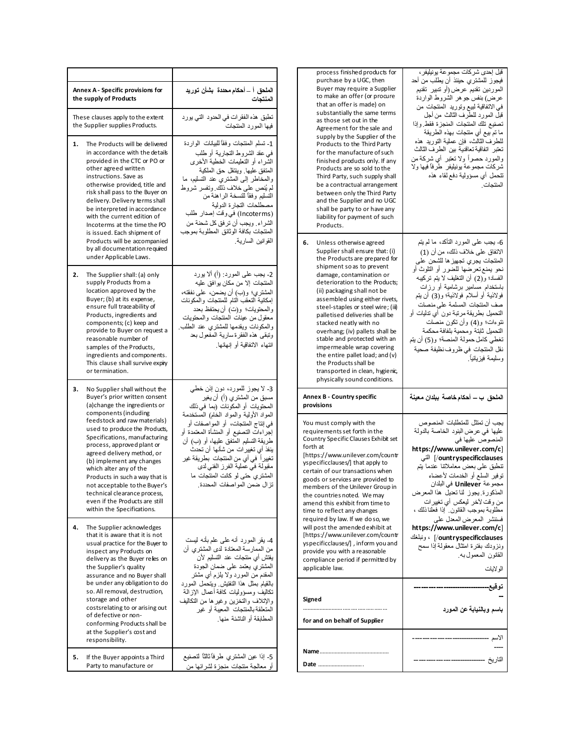| Annex A - Specific provisions for the supply of Products | الملحق أ – أحكام محددة بشأن توريد المنتجات |
|---|---|
| These clauses apply to the extent the Supplier supplies Products. | تطبق هذه الفقرات في الحدود التي يورد فيها المورد المنتجات |
| **1.** The Products will be delivered in accordance with the details provided in the CTC or PO or other agreed written instructions. Save as otherwise provided, title and risk shall pass to the Buyer on delivery. Delivery terms shall be interpreted in accordance with the current edition of Incoterms at the time the PO is issued. Each shipment of Products will be accompanied by all documentation required under Applicable Laws. | 1- تسلم المنتجات وفقاً للبيانات الواردة في عقد الشروط التجارية أو طلب الشراء أو التعليمات الخطية الأخرى المتفق عليها. وينتقل حق الملكية والمخاطر إلى المشتري عند التسليم، ما لم يُنص على خلاف ذلك. وتفسر شروط التسليم وفقاً للنسخة الراهنة من مصطلحات التجارة الدولية (Incoterms) في وقت إصدار طلب الشراء. ويجب أن ترفق كل شحنة من المنتجات بكافة الوثائق المطلوبة بموجب القوانين السارية. |
| **2.** The Supplier shall: (a) only supply Products from a location approved by the Buyer; (b) at its expense, ensure full traceability of Products, ingredients and components; (c) keep and provide to Buyer on request a reasonable number of samples of the Products, ingredients and components. This clause shall survive expiry or termination. | 2- يجب على المورد: (أ) ألا يورد المنتجات إلا من مكان يوافق عليه المشتري؛ و(ب) أن يضمن، على نفقته، إمكانية التعقب التام للمنتجات والمكونات والمحتويات؛ و(ت) أن يحتفظ بعدد معقول من عينات المنتجات والمحتويات والمكونات ويقدمها للمشتري عند الطلب. وتبقى هذه الفقرة سارية المفعول بعد انتهاء الاتفاقية أو إنهائها. |
| **3.** No Supplier shall without the Buyer's prior written consent (a)change the ingredients or components (including feedstock and raw materials) used to produce the Products, Specifications, manufacturing process, approved plant or agreed delivery method, or (b) implement any changes which alter any of the Products in such a way that is not acceptable to the Buyer's technical clearance process, even if the Products are still within the Specifications. | 3- لا يجوز للمورد، دون إذن خطي مسبق من المشتري (أ) أن يغير المحتويات أو المكونات (بما في ذلك المواد الأولية والمواد الخام) المستخدمة في إنتاج المنتجات، أو المواصفات أو إجراءات التصنيع أو المنشأة المعتمدة أو طريقة التسليم المتفق عليها، أو (ب) أن ينفذ أي تغييرات من شأنها أن تحدث تغييراً في أي من المنتجات بطريقة غير مقبولة في عملية الفرز الفني لدى المشتري حتى لو كانت المنتجات ما تزال ضمن المواصفات المحددة. |
| **4.** The Supplier acknowledges that it is aware that it is not usual practice for the Buyer to inspect any Products on delivery as the Buyer relies on the Supplier's quality assurance and no Buyer shall be under any obligation to do so. All removal, destruction, storage and other costsrelating to or arising out of defective or non-conforming Products shall be at the Supplier's cost and responsibility. | 4- يقر المورد أنه على علم بأنه ليست من الممارسة المعتادة لدى المشتري أن يفتش أي منتجات عند التسليم لأن المشتري يعتمد على ضمان الجودة المقدم من المورد ولا يلزم أي مشتر بالقيام بمثل هذا التفتيش. ويتحمل المورد تكاليف ومسؤوليات كافة أعمال الإزالة والإتلاف والتخزين وغيرها من التكاليف المتعلقة بالمنتجات المعيبة أو غير المطابقة أو الناشئة منها. |
| **5.** If the Buyer appoints a Third Party to manufacture or process finished products for purchase by a UGC, then Buyer may require a Supplier to make an offer (or procure that an offer is made) on substantially the same terms as those set out in the Agreement for the sale and supply by the Supplier of the Products to the Third Party for the manufacture of such finished products only. If any Products are so sold to the Third Party, such supply shall be a contractual arrangement between only the Third Party and the Supplier and no UGC shall be party to or have any liability for payment of such Products. | 5- إذا عين المشتري طرفاً ثالثاً لتصنيع أو معالجة منتجات منجزة لشرائها من قبل إحدى شركات مجموعة يونيليفر، فيجوز للمشتري حينئذ أن يطلب من أحد الموردين تقديم عرض (أو تدبير تقديم عرض) بنفس جوهر الشروط الواردة في الاتفاقية لبيع وتوريد المنتجات من قبل المورد للطرف الثالث من أجل تصنيع تلك المنتجات المنجزة فقط. وإذا ما تم بيع أي منتجات بهذه الطريقة للطرف الثالث، فإن عملية التوريد هذه تعتبر اتفاقية تعاقدية بين الطرف الثالث والمورد حصراً ولا تعتبر أي شركة من شركات مجموعة يونيليفر طرفاً فيها ولا تتحمل أي مسؤولية دفع لقاء هذه المنتجات. |
| **6.** Unless otherwise agreed Supplier shall ensure that: (i) the Products are prepared for shipment so as to prevent damage, contamination or deterioration to the Products; (ii) packaging shall not be assembled using either rivets, steel-staples or steel wire; (iii) palletised deliveries shall be stacked neatly with no overhang; (iv) pallets shall be stable and protected with an impermeable wrap covering the entire pallet load; and (v) the Products shall be transported in clean, hygienic, physically sound conditions. | 6- يجب على المورد التأكد، ما لم يتم الاتفاق على خلاف ذلك، من أن (1) المنتجات يجري تجهيزها للشحن على نحو يمنع تعرضها للضرر أو التلوث أو الفساد؛ و(2) أن التغليف لا يتم تركيبه باستخدام مسامير برشامية أو رزات فولاذية أو أسلاك فولاذية؛ و(3) أن يتم صف المنتجات المسلمة على منصات التحميل بطريقة مرتبة دون أي تدليات أو نتوءات؛ و(4) وأن تكون منصات التحميل ثابتة ومحمية بلفافة محكمة تغطي كامل حمولة المنصة؛ و(5) أن يتم نقل المنتجات في ظروف نظيفة صحية وسليمة فيزيائياً. |
| **Annex B - Country specific provisions** | **الملحق ب – أحكام خاصة ببلدان معينة** |
| You must comply with the requirements set forth in the Country Specific Clauses Exhibit set forth at [https://www.unilever.com/countryspecificclauses/] that apply to certain of our transactions when goods or services are provided to members of the Unilever Group in the countries noted. We may amend this exhibit from time to time to reflect any changes required by law. If we do so, we will post the amended exhibit at [https://www.unilever.com/countryspecificclauses/] , inform you and provide you with a reasonable compliance period if permitted by applicable law. | يجب أن تمتثل للمتطلبات المنصوص عليها في عرض البنود الخاصة بالدولة المنصوص عليها في **https://www.unilever.com/c]** **ountryspecificclauses/]** التي تنطبق على بعض معاملاتنا عندما يتم توفير السلع أو الخدمات لأعضاء مجموعة **Unilever** في البلدان المذكورة. يجوز لنا تعديل هذا المعرض من وقت لآخر ليعكس أي تغييرات مطلوبة بموجب القانون. إذا فعلنا ذلك ، فسننشر المعرض المعدل على **https://www.unilever.com/c]** **ountryspecificclauses/]** ، ونبلغك ونزودك بفترة امتثال معقولة إذا سمح القانون المعمول به. الولايات |
| Signed ………………………………………………… for and on behalf of Supplier | **توقيع-----------------------------------** **باسم وبالنيابة عن المورد** |
| **Name**……………………………………… **Date** ……………………… | الاسم ------------------------------- التاريخ ----------------------------- |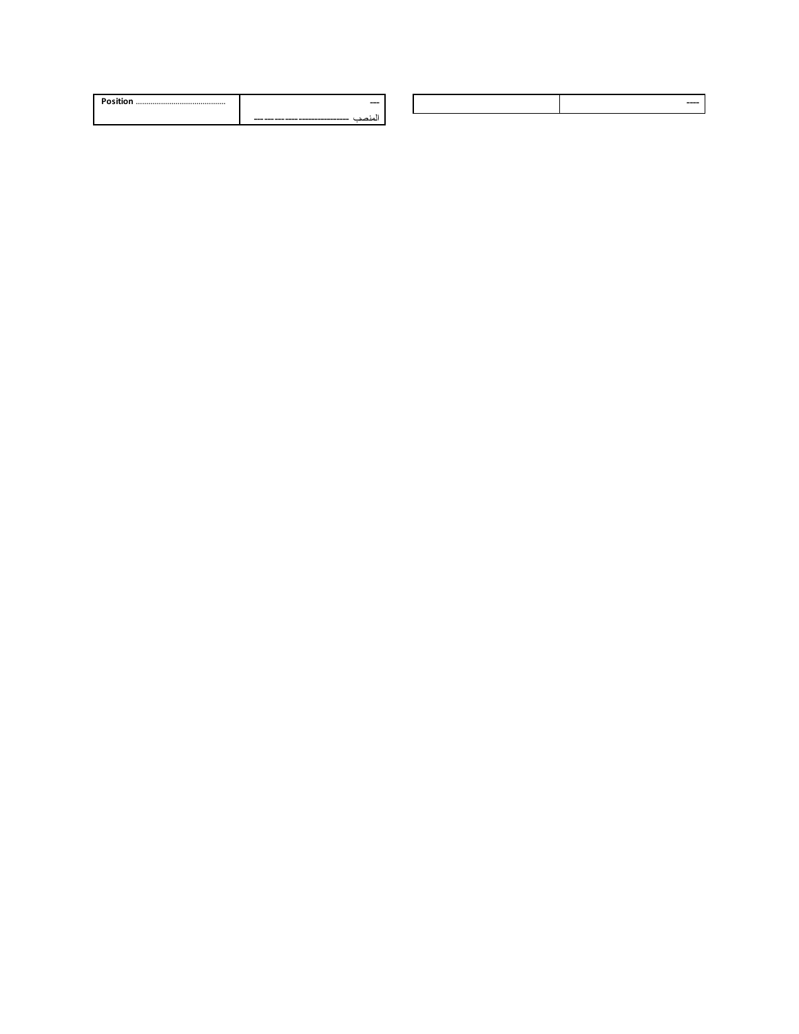| | |
|---|---|
| **Position** ........................................ | --- المنصب ---------------- ---- --- --- --- |

| | |
|---|---|
| | ---- |